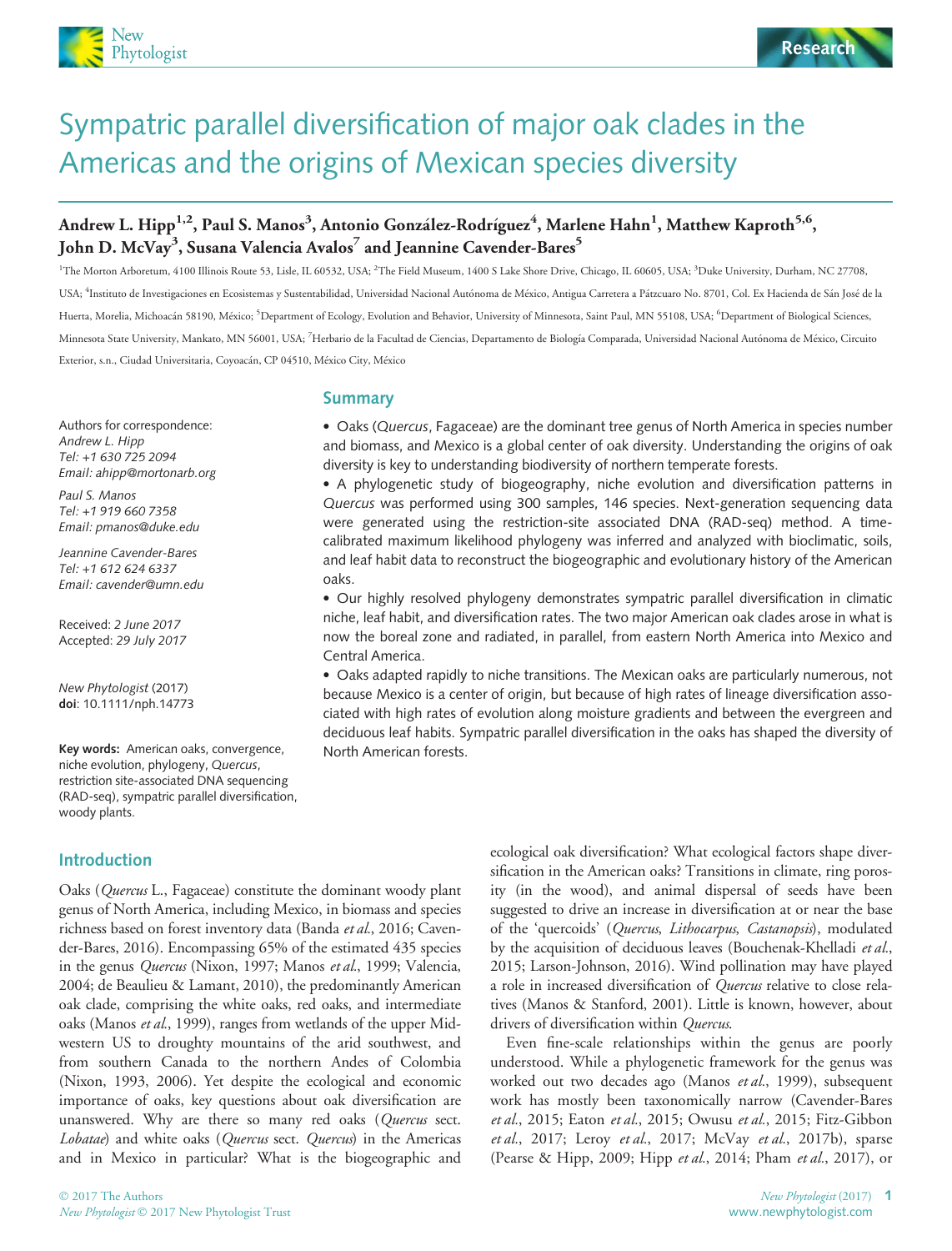Research

# Sympatric parallel diversification of major oak clades in the Americas and the origins of Mexican species diversity

**Andrew L. Hipp[1,2], Paul S. Manos[3], Antonio González-Rodríguez[4], Marlene Hahn[1], Matthew Kaproth[5,6], John D. McVay[3], Susana Valencia Avalos[7] and Jeannine Cavender-Bares[5]**

[1]The Morton Arboretum, 4100 Illinois Route 53, Lisle, IL 60532, USA; [2]The Field Museum, 1400 S Lake Shore Drive, Chicago, IL 60605, USA; [3]Duke University, Durham, NC 27708, USA; [4]Instituto de Investigaciones en Ecosistemas y Sustentabilidad, Universidad Nacional Autónoma de México, Antigua Carretera a Pátzcuaro No. 8701, Col. Ex Hacienda de Sán José de la Huerta, Morelia, Michoacán 58190, México; [5]Department of Ecology, Evolution and Behavior, University of Minnesota, Saint Paul, MN 55108, USA; [6]Department of Biological Sciences, Minnesota State University, Mankato, MN 56001, USA; [7]Herbario de la Facultad de Ciencias, Departamento de Biología Comparada, Universidad Nacional Autónoma de México, Circuito Exterior, s.n., Ciudad Universitaria, Coyoacán, CP 04510, México City, México

Authors for correspondence:
*Andrew L. Hipp*
*Tel: +1 630 725 2094*
*Email: ahipp@mortonarb.org*

*Paul S. Manos*
*Tel: +1 919 660 7358*
*Email: pmanos@duke.edu*

*Jeannine Cavender-Bares*
*Tel: +1 612 624 6337*
*Email: cavender@umn.edu*

Received: *2 June 2017*
Accepted: *29 July 2017*

*New Phytologist* (2017)
**doi**: 10.1111/nph.14773

**Key words:** American oaks, convergence, niche evolution, phylogeny, *Quercus*, restriction site-associated DNA sequencing (RAD-seq), sympatric parallel diversification, woody plants.

## Summary

- Oaks (*Quercus*, Fagaceae) are the dominant tree genus of North America in species number and biomass, and Mexico is a global center of oak diversity. Understanding the origins of oak diversity is key to understanding biodiversity of northern temperate forests.
- A phylogenetic study of biogeography, niche evolution and diversification patterns in *Quercus* was performed using 300 samples, 146 species. Next-generation sequencing data were generated using the restriction-site associated DNA (RAD-seq) method. A time-calibrated maximum likelihood phylogeny was inferred and analyzed with bioclimatic, soils, and leaf habit data to reconstruct the biogeographic and evolutionary history of the American oaks.
- Our highly resolved phylogeny demonstrates sympatric parallel diversification in climatic niche, leaf habit, and diversification rates. The two major American oak clades arose in what is now the boreal zone and radiated, in parallel, from eastern North America into Mexico and Central America.
- Oaks adapted rapidly to niche transitions. The Mexican oaks are particularly numerous, not because Mexico is a center of origin, but because of high rates of lineage diversification associated with high rates of evolution along moisture gradients and between the evergreen and deciduous leaf habits. Sympatric parallel diversification in the oaks has shaped the diversity of North American forests.

## Introduction

Oaks (*Quercus* L., Fagaceae) constitute the dominant woody plant genus of North America, including Mexico, in biomass and species richness based on forest inventory data (Banda *et al.*, 2016; Cavender-Bares, 2016). Encompassing 65% of the estimated 435 species in the genus *Quercus* (Nixon, 1997; Manos *et al.*, 1999; Valencia, 2004; de Beaulieu & Lamant, 2010), the predominantly American oak clade, comprising the white oaks, red oaks, and intermediate oaks (Manos *et al.*, 1999), ranges from wetlands of the upper Midwestern US to droughty mountains of the arid southwest, and from southern Canada to the northern Andes of Colombia (Nixon, 1993, 2006). Yet despite the ecological and economic importance of oaks, key questions about oak diversification are unanswered. Why are there so many red oaks (*Quercus* sect. *Lobatae*) and white oaks (*Quercus* sect. *Quercus*) in the Americas and in Mexico in particular? What is the biogeographic and ecological oak diversification? What ecological factors shape diversification in the American oaks? Transitions in climate, ring porosity (in the wood), and animal dispersal of seeds have been suggested to drive an increase in diversification at or near the base of the 'quercoids' (*Quercus*, *Lithocarpus*, *Castanopsis*), modulated by the acquisition of deciduous leaves (Bouchenak-Khelladi *et al.*, 2015; Larson-Johnson, 2016). Wind pollination may have played a role in increased diversification of *Quercus* relative to close relatives (Manos & Stanford, 2001). Little is known, however, about drivers of diversification within *Quercus*.

Even fine-scale relationships within the genus are poorly understood. While a phylogenetic framework for the genus was worked out two decades ago (Manos *et al.*, 1999), subsequent work has mostly been taxonomically narrow (Cavender-Bares *et al.*, 2015; Eaton *et al.*, 2015; Owusu *et al.*, 2015; Fitz-Gibbon *et al.*, 2017; Leroy *et al.*, 2017; McVay *et al.*, 2017b), sparse (Pearse & Hipp, 2009; Hipp *et al.*, 2014; Pham *et al.*, 2017), or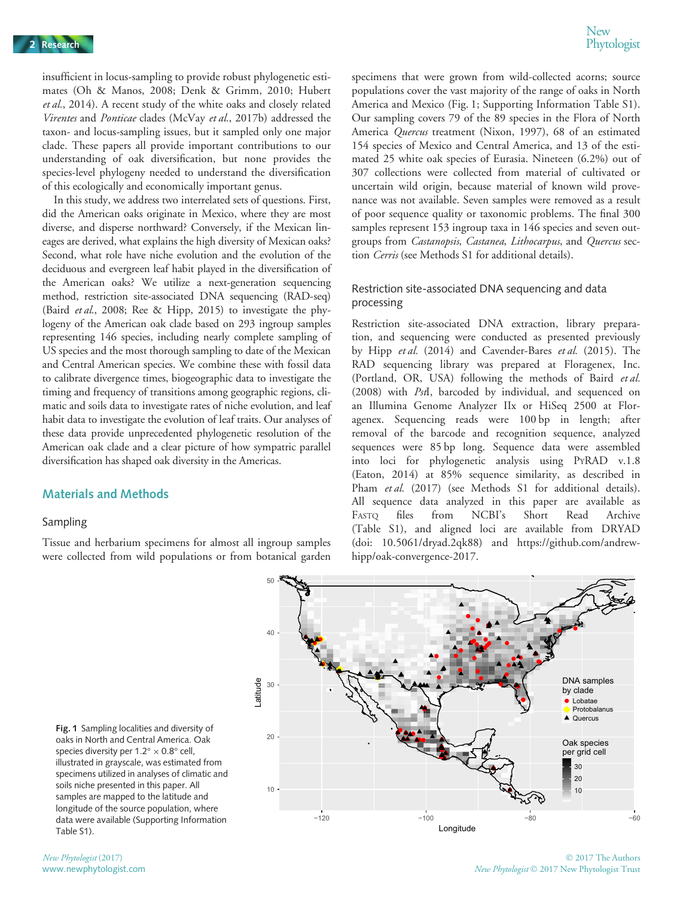insufficient in locus-sampling to provide robust phylogenetic estimates (Oh & Manos, 2008; Denk & Grimm, 2010; Hubert *et al.*, 2014). A recent study of the white oaks and closely related *Virentes* and *Ponticae* clades (McVay *et al.*, 2017b) addressed the taxon- and locus-sampling issues, but it sampled only one major clade. These papers all provide important contributions to our understanding of oak diversification, but none provides the species-level phylogeny needed to understand the diversification of this ecologically and economically important genus.

In this study, we address two interrelated sets of questions. First, did the American oaks originate in Mexico, where they are most diverse, and disperse northward? Conversely, if the Mexican lineages are derived, what explains the high diversity of Mexican oaks? Second, what role have niche evolution and the evolution of the deciduous and evergreen leaf habit played in the diversification of the American oaks? We utilize a next-generation sequencing method, restriction site-associated DNA sequencing (RAD-seq) (Baird *et al.*, 2008; Ree & Hipp, 2015) to investigate the phylogeny of the American oak clade based on 293 ingroup samples representing 146 species, including nearly complete sampling of US species and the most thorough sampling to date of the Mexican and Central American species. We combine these with fossil data to calibrate divergence times, biogeographic data to investigate the timing and frequency of transitions among geographic regions, climatic and soils data to investigate rates of niche evolution, and leaf habit data to investigate the evolution of leaf traits. Our analyses of these data provide unprecedented phylogenetic resolution of the American oak clade and a clear picture of how sympatric parallel diversification has shaped oak diversity in the Americas.

## Materials and Methods

### Sampling

Tissue and herbarium specimens for almost all ingroup samples were collected from wild populations or from botanical garden specimens that were grown from wild-collected acorns; source populations cover the vast majority of the range of oaks in North America and Mexico (Fig. 1; Supporting Information Table S1). Our sampling covers 79 of the 89 species in the Flora of North America *Quercus* treatment (Nixon, 1997), 68 of an estimated 154 species of Mexico and Central America, and 13 of the estimated 25 white oak species of Eurasia. Nineteen (6.2%) out of 307 collections were collected from material of cultivated or uncertain wild origin, because material of known wild provenance was not available. Seven samples were removed as a result of poor sequence quality or taxonomic problems. The final 300 samples represent 153 ingroup taxa in 146 species and seven outgroups from *Castanopsis*, *Castanea*, *Lithocarpus*, and *Quercus* section *Cerris* (see Methods S1 for additional details).

### Restriction site-associated DNA sequencing and data processing

Restriction site-associated DNA extraction, library preparation, and sequencing were conducted as presented previously by Hipp *et al.* (2014) and Cavender-Bares *et al.* (2015). The RAD sequencing library was prepared at Floragenex, Inc. (Portland, OR, USA) following the methods of Baird *et al.* (2008) with *Pst*I, barcoded by individual, and sequenced on an Illumina Genome Analyzer IIx or HiSeq 2500 at Floragenex. Sequencing reads were 100 bp in length; after removal of the barcode and recognition sequence, analyzed sequences were 85 bp long. Sequence data were assembled into loci for phylogenetic analysis using PyRAD v.1.8 (Eaton, 2014) at 85% sequence similarity, as described in Pham *et al.* (2017) (see Methods S1 for additional details). All sequence data analyzed in this paper are available as FASTQ files from NCBI's Short Read Archive (Table S1), and aligned loci are available from DRYAD (doi: 10.5061/dryad.2qk88) and https://github.com/andrew-hipp/oak-convergence-2017.

**Fig. 1** Sampling localities and diversity of oaks in North and Central America. Oak species diversity per 1.2° × 0.8° cell, illustrated in grayscale, was estimated from specimens utilized in analyses of climatic and soils niche presented in this paper. All samples are mapped to the latitude and longitude of the source population, where data were available (Supporting Information Table S1).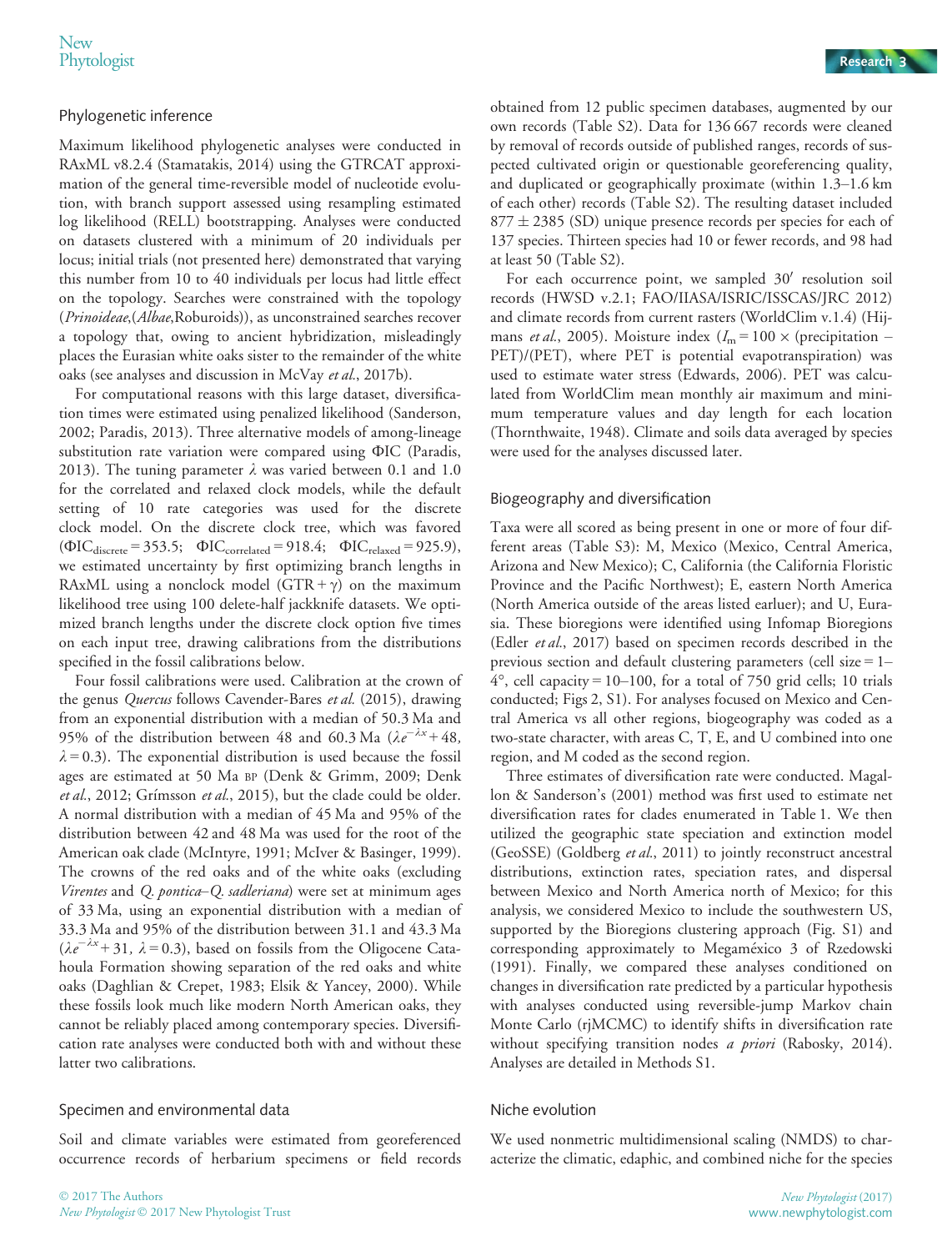## Phylogenetic inference

Maximum likelihood phylogenetic analyses were conducted in RAxML v8.2.4 (Stamatakis, 2014) using the GTRCAT approximation of the general time-reversible model of nucleotide evolution, with branch support assessed using resampling estimated log likelihood (RELL) bootstrapping. Analyses were conducted on datasets clustered with a minimum of 20 individuals per locus; initial trials (not presented here) demonstrated that varying this number from 10 to 40 individuals per locus had little effect on the topology. Searches were constrained with the topology (*Prinoideae*,(*Albae*,Roburoids)), as unconstrained searches recover a topology that, owing to ancient hybridization, misleadingly places the Eurasian white oaks sister to the remainder of the white oaks (see analyses and discussion in McVay *et al.*, 2017b).

For computational reasons with this large dataset, diversification times were estimated using penalized likelihood (Sanderson, 2002; Paradis, 2013). Three alternative models of among-lineage substitution rate variation were compared using ΦIC (Paradis, 2013). The tuning parameter $\lambda$ was varied between 0.1 and 1.0 for the correlated and relaxed clock models, while the default setting of 10 rate categories was used for the discrete clock model. On the discrete clock tree, which was favored ($\Phi IC_{discrete} = 353.5$; $\Phi IC_{correlated} = 918.4$; $\Phi IC_{relaxed} = 925.9$), we estimated uncertainty by first optimizing branch lengths in RAxML using a nonclock model (GTR + $\gamma$) on the maximum likelihood tree using 100 delete-half jackknife datasets. We optimized branch lengths under the discrete clock option five times on each input tree, drawing calibrations from the distributions specified in the fossil calibrations below.

Four fossil calibrations were used. Calibration at the crown of the genus *Quercus* follows Cavender-Bares *et al.* (2015), drawing from an exponential distribution with a median of 50.3 Ma and 95% of the distribution between 48 and 60.3 Ma ($\lambda e^{-\lambda x} + 48$, $\lambda = 0.3$). The exponential distribution is used because the fossil ages are estimated at 50 Ma BP (Denk & Grimm, 2009; Denk *et al.*, 2012; Grímsson *et al.*, 2015), but the clade could be older. A normal distribution with a median of 45 Ma and 95% of the distribution between 42 and 48 Ma was used for the root of the American oak clade (McIntyre, 1991; McIver & Basinger, 1999). The crowns of the red oaks and of the white oaks (excluding *Virentes* and *Q. pontica*–*Q. sadleriana*) were set at minimum ages of 33 Ma, using an exponential distribution with a median of 33.3 Ma and 95% of the distribution between 31.1 and 43.3 Ma ($\lambda e^{-\lambda x} + 31$, $\lambda = 0.3$), based on fossils from the Oligocene Catahoula Formation showing separation of the red oaks and white oaks (Daghlian & Crepet, 1983; Elsik & Yancey, 2000). While these fossils look much like modern North American oaks, they cannot be reliably placed among contemporary species. Diversification rate analyses were conducted both with and without these latter two calibrations.

## Specimen and environmental data

Soil and climate variables were estimated from georeferenced occurrence records of herbarium specimens or field records obtained from 12 public specimen databases, augmented by our own records (Table S2). Data for 136 667 records were cleaned by removal of records outside of published ranges, records of suspected cultivated origin or questionable georeferencing quality, and duplicated or geographically proximate (within 1.3–1.6 km of each other) records (Table S2). The resulting dataset included 877 ± 2385 (SD) unique presence records per species for each of 137 species. Thirteen species had 10 or fewer records, and 98 had at least 50 (Table S2).

For each occurrence point, we sampled 30′ resolution soil records (HWSD v.2.1; FAO/IIASA/ISRIC/ISSCAS/JRC 2012) and climate records from current rasters (WorldClim v.1.4) (Hijmans *et al.*, 2005). Moisture index ($I_m = 100 \times$ (precipitation − PET)/(PET), where PET is potential evapotranspiration) was used to estimate water stress (Edwards, 2006). PET was calculated from WorldClim mean monthly air maximum and minimum temperature values and day length for each location (Thornthwaite, 1948). Climate and soils data averaged by species were used for the analyses discussed later.

## Biogeography and diversification

Taxa were all scored as being present in one or more of four different areas (Table S3): M, Mexico (Mexico, Central America, Arizona and New Mexico); C, California (the California Floristic Province and the Pacific Northwest); E, eastern North America (North America outside of the areas listed earluer); and U, Eurasia. These bioregions were identified using Infomap Bioregions (Edler *et al.*, 2017) based on specimen records described in the previous section and default clustering parameters (cell size = 1–4°, cell capacity = 10–100, for a total of 750 grid cells; 10 trials conducted; Figs 2, S1). For analyses focused on Mexico and Central America vs all other regions, biogeography was coded as a two-state character, with areas C, T, E, and U combined into one region, and M coded as the second region.

Three estimates of diversification rate were conducted. Magallon & Sanderson's (2001) method was first used to estimate net diversification rates for clades enumerated in Table 1. We then utilized the geographic state speciation and extinction model (GeoSSE) (Goldberg *et al.*, 2011) to jointly reconstruct ancestral distributions, extinction rates, speciation rates, and dispersal between Mexico and North America north of Mexico; for this analysis, we considered Mexico to include the southwestern US, supported by the Bioregions clustering approach (Fig. S1) and corresponding approximately to Megaméxico 3 of Rzedowski (1991). Finally, we compared these analyses conditioned on changes in diversification rate predicted by a particular hypothesis with analyses conducted using reversible-jump Markov chain Monte Carlo (rjMCMC) to identify shifts in diversification rate without specifying transition nodes *a priori* (Rabosky, 2014). Analyses are detailed in Methods S1.

## Niche evolution

We used nonmetric multidimensional scaling (NMDS) to characterize the climatic, edaphic, and combined niche for the species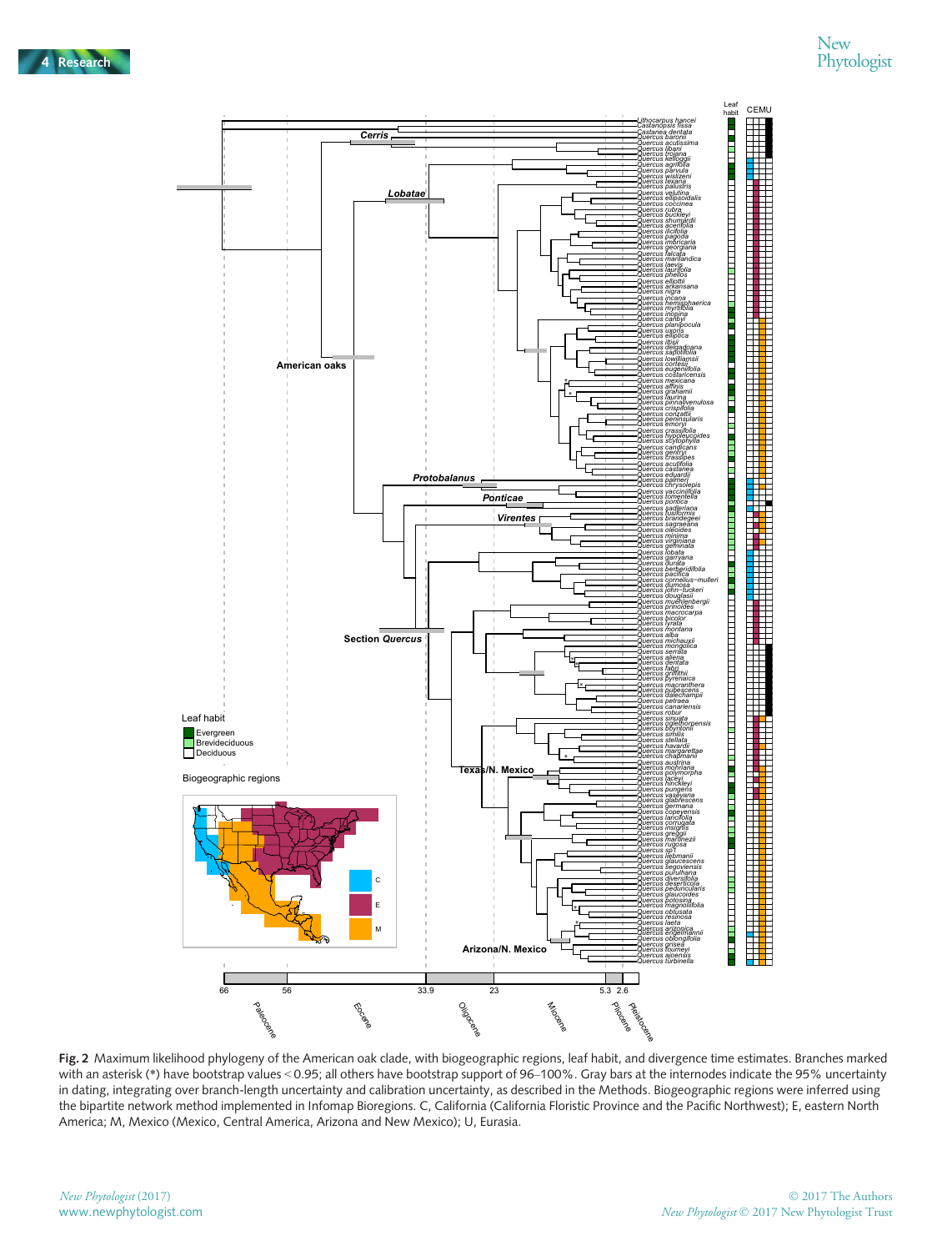**Fig. 2** Maximum likelihood phylogeny of the American oak clade, with biogeographic regions, leaf habit, and divergence time estimates. Branches marked with an asterisk (*) have bootstrap values < 0.95; all others have bootstrap support of 96–100%. Gray bars at the internodes indicate the 95% uncertainty in dating, integrating over branch-length uncertainty and calibration uncertainty, as described in the Methods. Biogeographic regions were inferred using the bipartite network method implemented in Infomap Bioregions. C, California (California Floristic Province and the Pacific Northwest); E, eastern North America; M, Mexico (Mexico, Central America, Arizona and New Mexico); U, Eurasia.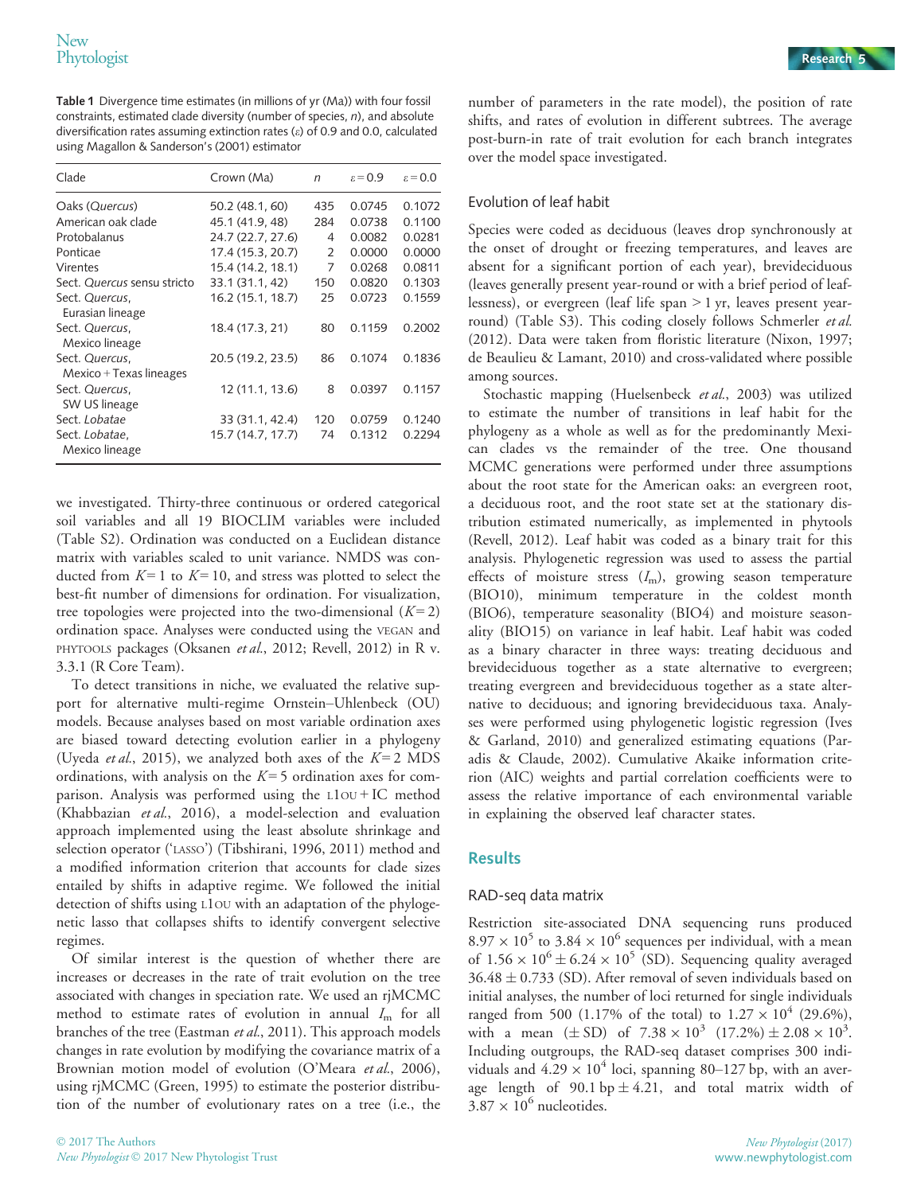**Table 1** Divergence time estimates (in millions of yr (Ma)) with four fossil constraints, estimated clade diversity (number of species, $n$), and absolute diversification rates assuming extinction rates ($\varepsilon$) of 0.9 and 0.0, calculated using Magallon & Sanderson's (2001) estimator

| Clade | Crown (Ma) | $n$ | $\varepsilon = 0.9$ | $\varepsilon = 0.0$ |
|---|---|---|---|---|
| Oaks (*Quercus*) | 50.2 (48.1, 60) | 435 | 0.0745 | 0.1072 |
| American oak clade | 45.1 (41.9, 48) | 284 | 0.0738 | 0.1100 |
| Protobalanus | 24.7 (22.7, 27.6) | 4 | 0.0082 | 0.0281 |
| Ponticae | 17.4 (15.3, 20.7) | 2 | 0.0000 | 0.0000 |
| Virentes | 15.4 (14.2, 18.1) | 7 | 0.0268 | 0.0811 |
| Sect. *Quercus* sensu stricto | 33.1 (31.1, 42) | 150 | 0.0820 | 0.1303 |
| Sect. *Quercus*, Eurasian lineage | 16.2 (15.1, 18.7) | 25 | 0.0723 | 0.1559 |
| Sect. *Quercus*, Mexico lineage | 18.4 (17.3, 21) | 80 | 0.1159 | 0.2002 |
| Sect. *Quercus*, Mexico + Texas lineages | 20.5 (19.2, 23.5) | 86 | 0.1074 | 0.1836 |
| Sect. *Quercus*, SW US lineage | 12 (11.1, 13.6) | 8 | 0.0397 | 0.1157 |
| Sect. *Lobatae* | 33 (31.1, 42.4) | 120 | 0.0759 | 0.1240 |
| Sect. *Lobatae*, Mexico lineage | 15.7 (14.7, 17.7) | 74 | 0.1312 | 0.2294 |

we investigated. Thirty-three continuous or ordered categorical soil variables and all 19 BIOCLIM variables were included (Table S2). Ordination was conducted on a Euclidean distance matrix with variables scaled to unit variance. NMDS was conducted from $K = 1$ to $K = 10$, and stress was plotted to select the best-fit number of dimensions for ordination. For visualization, tree topologies were projected into the two-dimensional ($K = 2$) ordination space. Analyses were conducted using the VEGAN and PHYTOOLS packages (Oksanen *et al.*, 2012; Revell, 2012) in R v. 3.3.1 (R Core Team).

To detect transitions in niche, we evaluated the relative support for alternative multi-regime Ornstein–Uhlenbeck (OU) models. Because analyses based on most variable ordination axes are biased toward detecting evolution earlier in a phylogeny (Uyeda *et al.*, 2015), we analyzed both axes of the $K = 2$ MDS ordinations, with analysis on the $K = 5$ ordination axes for comparison. Analysis was performed using the L1OU + IC method (Khabbazian *et al.*, 2016), a model-selection and evaluation approach implemented using the least absolute shrinkage and selection operator ('LASSO') (Tibshirani, 1996, 2011) method and a modified information criterion that accounts for clade sizes entailed by shifts in adaptive regime. We followed the initial detection of shifts using L1OU with an adaptation of the phylogenetic lasso that collapses shifts to identify convergent selective regimes.

Of similar interest is the question of whether there are increases or decreases in the rate of trait evolution on the tree associated with changes in speciation rate. We used an rjMCMC method to estimate rates of evolution in annual $I_m$ for all branches of the tree (Eastman *et al.*, 2011). This approach models changes in rate evolution by modifying the covariance matrix of a Brownian motion model of evolution (O'Meara *et al.*, 2006), using rjMCMC (Green, 1995) to estimate the posterior distribution of the number of evolutionary rates on a tree (i.e., the number of parameters in the rate model), the position of rate shifts, and rates of evolution in different subtrees. The average post-burn-in rate of trait evolution for each branch integrates over the model space investigated.

### Evolution of leaf habit

Species were coded as deciduous (leaves drop synchronously at the onset of drought or freezing temperatures, and leaves are absent for a significant portion of each year), brevideciduous (leaves generally present year-round or with a brief period of leaflessness), or evergreen (leaf life span > 1 yr, leaves present year-round) (Table S3). This coding closely follows Schmerler *et al.* (2012). Data were taken from floristic literature (Nixon, 1997; de Beaulieu & Lamant, 2010) and cross-validated where possible among sources.

Stochastic mapping (Huelsenbeck *et al.*, 2003) was utilized to estimate the number of transitions in leaf habit for the phylogeny as a whole as well as for the predominantly Mexican clades vs the remainder of the tree. One thousand MCMC generations were performed under three assumptions about the root state for the American oaks: an evergreen root, a deciduous root, and the root state set at the stationary distribution estimated numerically, as implemented in phytools (Revell, 2012). Leaf habit was coded as a binary trait for this analysis. Phylogenetic regression was used to assess the partial effects of moisture stress ($I_m$), growing season temperature (BIO10), minimum temperature in the coldest month (BIO6), temperature seasonality (BIO4) and moisture seasonality (BIO15) on variance in leaf habit. Leaf habit was coded as a binary character in three ways: treating deciduous and brevideciduous together as a state alternative to evergreen; treating evergreen and brevideciduous together as a state alternative to deciduous; and ignoring brevideciduous taxa. Analyses were performed using phylogenetic logistic regression (Ives & Garland, 2010) and generalized estimating equations (Paradis & Claude, 2002). Cumulative Akaike information criterion (AIC) weights and partial correlation coefficients were to assess the relative importance of each environmental variable in explaining the observed leaf character states.

## Results

### RAD-seq data matrix

Restriction site-associated DNA sequencing runs produced $8.97 \times 10^5$ to $3.84 \times 10^6$ sequences per individual, with a mean of $1.56 \times 10^6 \pm 6.24 \times 10^5$ (SD). Sequencing quality averaged $36.48 \pm 0.733$ (SD). After removal of seven individuals based on initial analyses, the number of loci returned for single individuals ranged from 500 (1.17% of the total) to $1.27 \times 10^4$ (29.6%), with a mean ($\pm$ SD) of $7.38 \times 10^3$ (17.2%) $\pm 2.08 \times 10^3$. Including outgroups, the RAD-seq dataset comprises 300 individuals and $4.29 \times 10^4$ loci, spanning 80–127 bp, with an average length of 90.1 bp $\pm$ 4.21, and total matrix width of $3.87 \times 10^6$ nucleotides.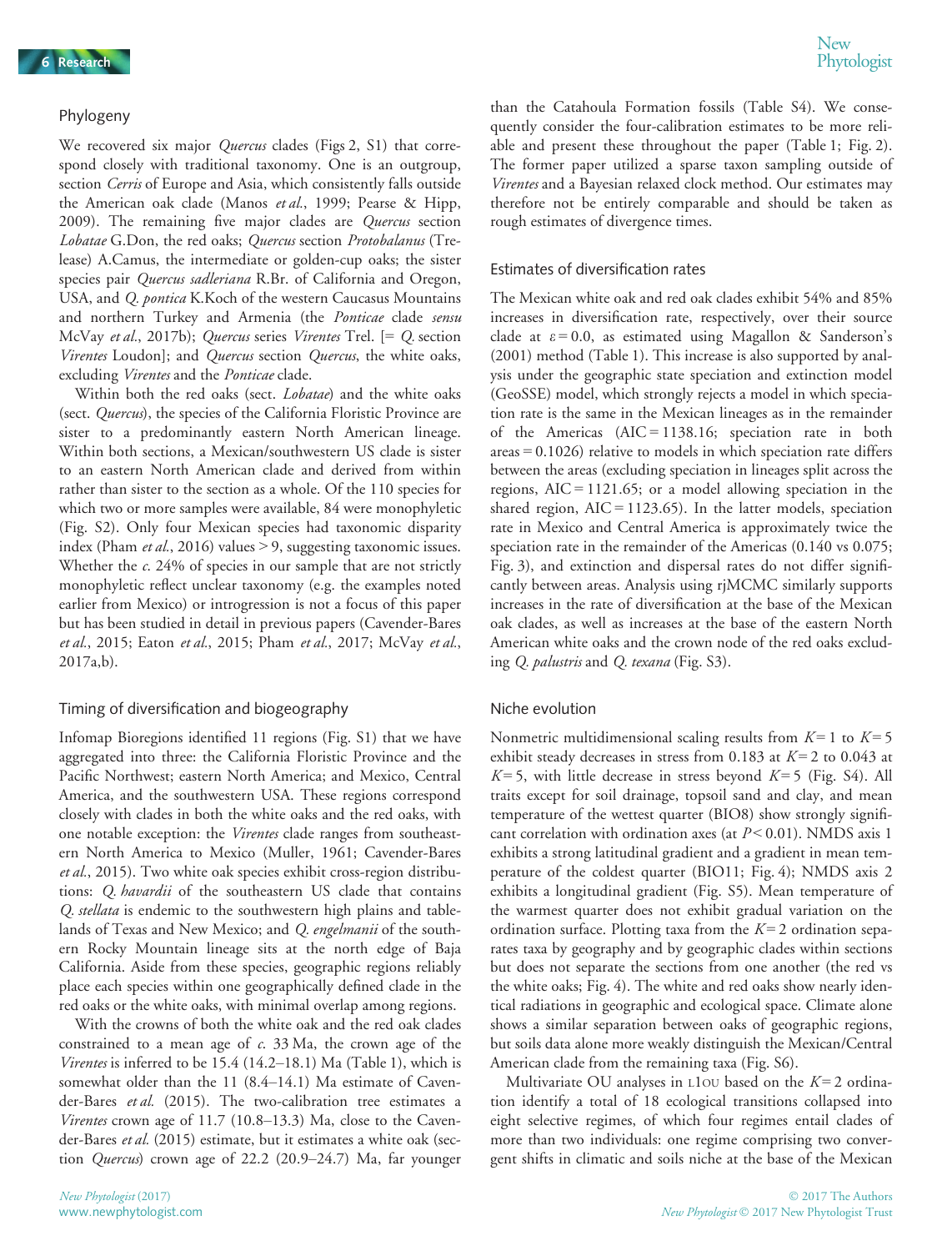## Phylogeny

We recovered six major *Quercus* clades (Figs 2, S1) that correspond closely with traditional taxonomy. One is an outgroup, section *Cerris* of Europe and Asia, which consistently falls outside the American oak clade (Manos *et al.*, 1999; Pearse & Hipp, 2009). The remaining five major clades are *Quercus* section *Lobatae* G.Don, the red oaks; *Quercus* section *Protobalanus* (Trelease) A.Camus, the intermediate or golden-cup oaks; the sister species pair *Quercus sadleriana* R.Br. of California and Oregon, USA, and *Q. pontica* K.Koch of the western Caucasus Mountains and northern Turkey and Armenia (the *Ponticae* clade *sensu* McVay *et al.*, 2017b); *Quercus* series *Virentes* Trel. [= *Q.* section *Virentes* Loudon]; and *Quercus* section *Quercus*, the white oaks, excluding *Virentes* and the *Ponticae* clade.

Within both the red oaks (sect. *Lobatae*) and the white oaks (sect. *Quercus*), the species of the California Floristic Province are sister to a predominantly eastern North American lineage. Within both sections, a Mexican/southwestern US clade is sister to an eastern North American clade and derived from within rather than sister to the section as a whole. Of the 110 species for which two or more samples were available, 84 were monophyletic (Fig. S2). Only four Mexican species had taxonomic disparity index (Pham *et al.*, 2016) values > 9, suggesting taxonomic issues. Whether the *c.* 24% of species in our sample that are not strictly monophyletic reflect unclear taxonomy (e.g. the examples noted earlier from Mexico) or introgression is not a focus of this paper but has been studied in detail in previous papers (Cavender-Bares *et al.*, 2015; Eaton *et al.*, 2015; Pham *et al.*, 2017; McVay *et al.*, 2017a,b).

## Timing of diversification and biogeography

Infomap Bioregions identified 11 regions (Fig. S1) that we have aggregated into three: the California Floristic Province and the Pacific Northwest; eastern North America; and Mexico, Central America, and the southwestern USA. These regions correspond closely with clades in both the white oaks and the red oaks, with one notable exception: the *Virentes* clade ranges from southeastern North America to Mexico (Muller, 1961; Cavender-Bares *et al.*, 2015). Two white oak species exhibit cross-region distributions: *Q. havardii* of the southeastern US clade that contains *Q. stellata* is endemic to the southwestern high plains and tablelands of Texas and New Mexico; and *Q. engelmanii* of the southern Rocky Mountain lineage sits at the north edge of Baja California. Aside from these species, geographic regions reliably place each species within one geographically defined clade in the red oaks or the white oaks, with minimal overlap among regions.

With the crowns of both the white oak and the red oak clades constrained to a mean age of *c.* 33 Ma, the crown age of the *Virentes* is inferred to be 15.4 (14.2–18.1) Ma (Table 1), which is somewhat older than the 11 (8.4–14.1) Ma estimate of Cavender-Bares *et al.* (2015). The two-calibration tree estimates a *Virentes* crown age of 11.7 (10.8–13.3) Ma, close to the Cavender-Bares *et al.* (2015) estimate, but it estimates a white oak (section *Quercus*) crown age of 22.2 (20.9–24.7) Ma, far younger than the Catahoula Formation fossils (Table S4). We consequently consider the four-calibration estimates to be more reliable and present these throughout the paper (Table 1; Fig. 2). The former paper utilized a sparse taxon sampling outside of *Virentes* and a Bayesian relaxed clock method. Our estimates may therefore not be entirely comparable and should be taken as rough estimates of divergence times.

## Estimates of diversification rates

The Mexican white oak and red oak clades exhibit 54% and 85% increases in diversification rate, respectively, over their source clade at $\varepsilon = 0.0$, as estimated using Magallon & Sanderson's (2001) method (Table 1). This increase is also supported by analysis under the geographic state speciation and extinction model (GeoSSE) model, which strongly rejects a model in which speciation rate is the same in the Mexican lineages as in the remainder of the Americas (AIC = 1138.16; speciation rate in both areas = 0.1026) relative to models in which speciation rate differs between the areas (excluding speciation in lineages split across the regions, AIC = 1121.65; or a model allowing speciation in the shared region, AIC = 1123.65). In the latter models, speciation rate in Mexico and Central America is approximately twice the speciation rate in the remainder of the Americas (0.140 vs 0.075; Fig. 3), and extinction and dispersal rates do not differ significantly between areas. Analysis using rjMCMC similarly supports increases in the rate of diversification at the base of the Mexican oak clades, as well as increases at the base of the eastern North American white oaks and the crown node of the red oaks excluding *Q. palustris* and *Q. texana* (Fig. S3).

## Niche evolution

Nonmetric multidimensional scaling results from $K = 1$ to $K = 5$ exhibit steady decreases in stress from 0.183 at $K = 2$ to 0.043 at $K = 5$, with little decrease in stress beyond $K = 5$ (Fig. S4). All traits except for soil drainage, topsoil sand and clay, and mean temperature of the wettest quarter (BIO8) show strongly significant correlation with ordination axes (at $P < 0.01$). NMDS axis 1 exhibits a strong latitudinal gradient and a gradient in mean temperature of the coldest quarter (BIO11; Fig. 4); NMDS axis 2 exhibits a longitudinal gradient (Fig. S5). Mean temperature of the warmest quarter does not exhibit gradual variation on the ordination surface. Plotting taxa from the $K = 2$ ordination separates taxa by geography and by geographic clades within sections but does not separate the sections from one another (the red vs the white oaks; Fig. 4). The white and red oaks show nearly identical radiations in geographic and ecological space. Climate alone shows a similar separation between oaks of geographic regions, but soils data alone more weakly distinguish the Mexican/Central American clade from the remaining taxa (Fig. S6).

Multivariate OU analyses in L1OU based on the $K = 2$ ordination identify a total of 18 ecological transitions collapsed into eight selective regimes, of which four regimes entail clades of more than two individuals: one regime comprising two convergent shifts in climatic and soils niche at the base of the Mexican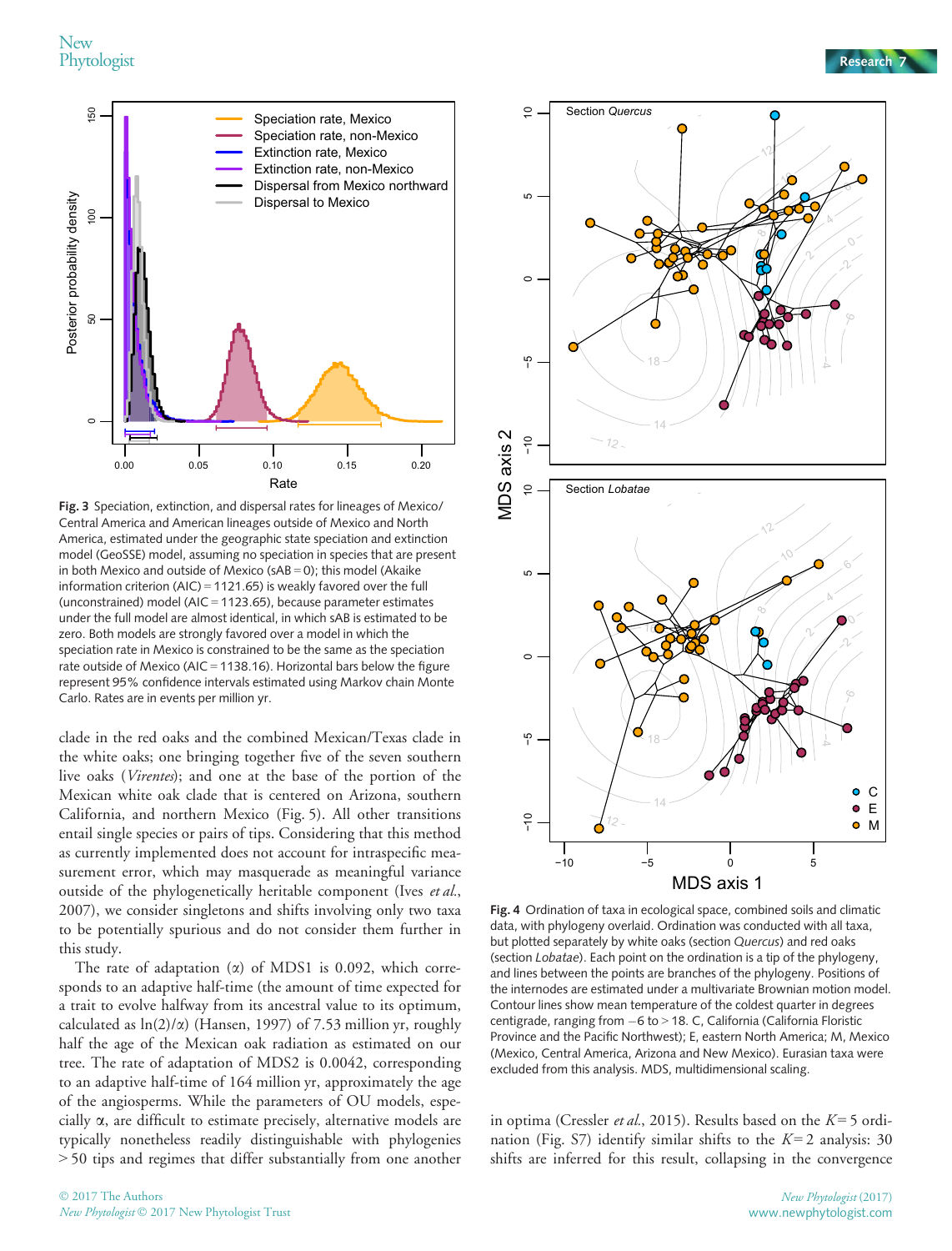Fig. 3 Speciation, extinction, and dispersal rates for lineages of Mexico/Central America and American lineages outside of Mexico and North America, estimated under the geographic state speciation and extinction model (GeoSSE) model, assuming no speciation in species that are present in both Mexico and outside of Mexico (sAB = 0); this model (Akaike information criterion (AIC) = 1121.65) is weakly favored over the full (unconstrained) model (AIC = 1123.65), because parameter estimates under the full model are almost identical, in which sAB is estimated to be zero. Both models are strongly favored over a model in which the speciation rate in Mexico is constrained to be the same as the speciation rate outside of Mexico (AIC = 1138.16). Horizontal bars below the figure represent 95% confidence intervals estimated using Markov chain Monte Carlo. Rates are in events per million yr.

clade in the red oaks and the combined Mexican/Texas clade in the white oaks; one bringing together five of the seven southern live oaks (*Virentes*); and one at the base of the portion of the Mexican white oak clade that is centered on Arizona, southern California, and northern Mexico (Fig. 5). All other transitions entail single species or pairs of tips. Considering that this method as currently implemented does not account for intraspecific measurement error, which may masquerade as meaningful variance outside of the phylogenetically heritable component (Ives *et al.*, 2007), we consider singletons and shifts involving only two taxa to be potentially spurious and do not consider them further in this study.

The rate of adaptation ($\alpha$) of MDS1 is 0.092, which corresponds to an adaptive half-time (the amount of time expected for a trait to evolve halfway from its ancestral value to its optimum, calculated as $\ln(2)/\alpha$) (Hansen, 1997) of 7.53 million yr, roughly half the age of the Mexican oak radiation as estimated on our tree. The rate of adaptation of MDS2 is 0.0042, corresponding to an adaptive half-time of 164 million yr, approximately the age of the angiosperms. While the parameters of OU models, especially $\alpha$, are difficult to estimate precisely, alternative models are typically nonetheless readily distinguishable with phylogenies > 50 tips and regimes that differ substantially from one another in optima (Cressler *et al.*, 2015). Results based on the $K = 5$ ordination (Fig. S7) identify similar shifts to the $K = 2$ analysis: 30 shifts are inferred for this result, collapsing in the convergence

Fig. 4 Ordination of taxa in ecological space, combined soils and climatic data, with phylogeny overlaid. Ordination was conducted with all taxa, but plotted separately by white oaks (section *Quercus*) and red oaks (section *Lobatae*). Each point on the ordination is a tip of the phylogeny, and lines between the points are branches of the phylogeny. Positions of the internodes are estimated under a multivariate Brownian motion model. Contour lines show mean temperature of the coldest quarter in degrees centigrade, ranging from −6 to > 18. C, California (California Floristic Province and the Pacific Northwest); E, eastern North America; M, Mexico (Mexico, Central America, Arizona and New Mexico). Eurasian taxa were excluded from this analysis. MDS, multidimensional scaling.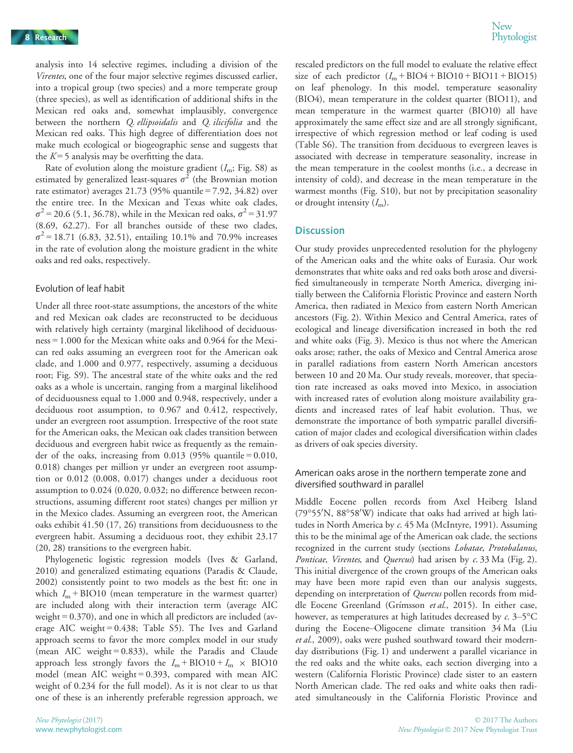analysis into 14 selective regimes, including a division of the *Virentes*, one of the four major selective regimes discussed earlier, into a tropical group (two species) and a more temperate group (three species), as well as identification of additional shifts in the Mexican red oaks and, somewhat implausibly, convergence between the northern *Q. ellipsoidalis* and *Q. ilicifolia* and the Mexican red oaks. This high degree of differentiation does not make much ecological or biogeographic sense and suggests that the $K = 5$ analysis may be overfitting the data.

Rate of evolution along the moisture gradient ($I_m$; Fig. S8) as estimated by generalized least-squares $\sigma^2$ (the Brownian motion rate estimator) averages 21.73 (95% quantile = 7.92, 34.82) over the entire tree. In the Mexican and Texas white oak clades, $\sigma^2 = 20.6$ (5.1, 36.78), while in the Mexican red oaks, $\sigma^2 = 31.97$ (8.69, 62.27). For all branches outside of these two clades, $\sigma^2 = 18.71$ (6.83, 32.51), entailing 10.1% and 70.9% increases in the rate of evolution along the moisture gradient in the white oaks and red oaks, respectively.

### Evolution of leaf habit

Under all three root-state assumptions, the ancestors of the white and red Mexican oak clades are reconstructed to be deciduous with relatively high certainty (marginal likelihood of deciduousness = 1.000 for the Mexican white oaks and 0.964 for the Mexican red oaks assuming an evergreen root for the American oak clade, and 1.000 and 0.977, respectively, assuming a deciduous root; Fig. S9). The ancestral state of the white oaks and the red oaks as a whole is uncertain, ranging from a marginal likelihood of deciduousness equal to 1.000 and 0.948, respectively, under a deciduous root assumption, to 0.967 and 0.412, respectively, under an evergreen root assumption. Irrespective of the root state for the American oaks, the Mexican oak clades transition between deciduous and evergreen habit twice as frequently as the remainder of the oaks, increasing from 0.013 (95% quantile = 0.010, 0.018) changes per million yr under an evergreen root assumption or 0.012 (0.008, 0.017) changes under a deciduous root assumption to 0.024 (0.020, 0.032; no difference between reconstructions, assuming different root states) changes per million yr in the Mexico clades. Assuming an evergreen root, the American oaks exhibit 41.50 (17, 26) transitions from deciduousness to the evergreen habit. Assuming a deciduous root, they exhibit 23.17 (20, 28) transitions to the evergreen habit.

Phylogenetic logistic regression models (Ives & Garland, 2010) and generalized estimating equations (Paradis & Claude, 2002) consistently point to two models as the best fit: one in which $I_m$ + BIO10 (mean temperature in the warmest quarter) are included along with their interaction term (average AIC weight = 0.370), and one in which all predictors are included (average AIC weight = 0.438; Table S5). The Ives and Garland approach seems to favor the more complex model in our study (mean AIC weight = 0.833), while the Paradis and Claude approach less strongly favors the $I_m$ + BIO10 + $I_m$ × BIO10 model (mean AIC weight = 0.393, compared with mean AIC weight of 0.234 for the full model). As it is not clear to us that one of these is an inherently preferable regression approach, we rescaled predictors on the full model to evaluate the relative effect size of each predictor ($I_m$ + BIO4 + BIO10 + BIO11 + BIO15) on leaf phenology. In this model, temperature seasonality (BIO4), mean temperature in the coldest quarter (BIO11), and mean temperature in the warmest quarter (BIO10) all have approximately the same effect size and are all strongly significant, irrespective of which regression method or leaf coding is used (Table S6). The transition from deciduous to evergreen leaves is associated with decrease in temperature seasonality, increase in the mean temperature in the coolest months (i.e., a decrease in intensity of cold), and decrease in the mean temperature in the warmest months (Fig. S10), but not by precipitation seasonality or drought intensity ($I_m$).

## Discussion

Our study provides unprecedented resolution for the phylogeny of the American oaks and the white oaks of Eurasia. Our work demonstrates that white oaks and red oaks both arose and diversified simultaneously in temperate North America, diverging initially between the California Floristic Province and eastern North America, then radiated in Mexico from eastern North American ancestors (Fig. 2). Within Mexico and Central America, rates of ecological and lineage diversification increased in both the red and white oaks (Fig. 3). Mexico is thus not where the American oaks arose; rather, the oaks of Mexico and Central America arose in parallel radiations from eastern North American ancestors between 10 and 20 Ma. Our study reveals, moreover, that speciation rate increased as oaks moved into Mexico, in association with increased rates of evolution along moisture availability gradients and increased rates of leaf habit evolution. Thus, we demonstrate the importance of both sympatric parallel diversification of major clades and ecological diversification within clades as drivers of oak species diversity.

### American oaks arose in the northern temperate zone and diversified southward in parallel

Middle Eocene pollen records from Axel Heiberg Island (79°55′N, 88°58′W) indicate that oaks had arrived at high latitudes in North America by *c.* 45 Ma (McIntyre, 1991). Assuming this to be the minimal age of the American oak clade, the sections recognized in the current study (sections *Lobatae*, *Protobalanus*, *Ponticae*, *Virentes*, and *Quercus*) had arisen by *c.* 33 Ma (Fig. 2). This initial divergence of the crown groups of the American oaks may have been more rapid even than our analysis suggests, depending on interpretation of *Quercus* pollen records from middle Eocene Greenland (Grímsson *et al.*, 2015). In either case, however, as temperatures at high latitudes decreased by *c.* 3–5°C during the Eocene–Oligocene climate transition 34 Ma (Liu *et al.*, 2009), oaks were pushed southward toward their modern-day distributions (Fig. 1) and underwent a parallel vicariance in the red oaks and the white oaks, each section diverging into a western (California Floristic Province) clade sister to an eastern North American clade. The red oaks and white oaks then radiated simultaneously in the California Floristic Province and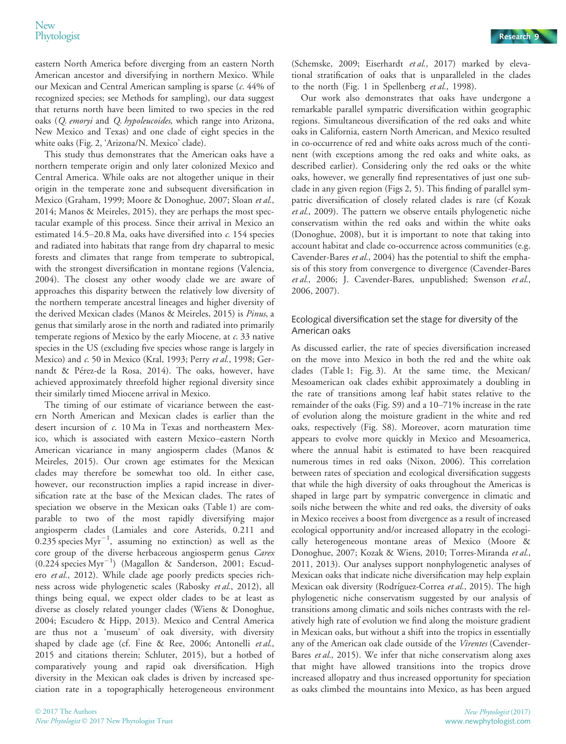eastern North America before diverging from an eastern North American ancestor and diversifying in northern Mexico. While our Mexican and Central American sampling is sparse (*c.* 44% of recognized species; see Methods for sampling), our data suggest that returns north have been limited to two species in the red oaks (*Q. emoryi* and *Q. hypoleucoides*, which range into Arizona, New Mexico and Texas) and one clade of eight species in the white oaks (Fig. 2, 'Arizona/N. Mexico' clade).

This study thus demonstrates that the American oaks have a northern temperate origin and only later colonized Mexico and Central America. While oaks are not altogether unique in their origin in the temperate zone and subsequent diversification in Mexico (Graham, 1999; Moore & Donoghue, 2007; Sloan *et al.*, 2014; Manos & Meireles, 2015), they are perhaps the most spectacular example of this process. Since their arrival in Mexico an estimated 14.5–20.8 Ma, oaks have diversified into *c.* 154 species and radiated into habitats that range from dry chaparral to mesic forests and climates that range from temperate to subtropical, with the strongest diversification in montane regions (Valencia, 2004). The closest any other woody clade we are aware of approaches this disparity between the relatively low diversity of the northern temperate ancestral lineages and higher diversity of the derived Mexican clades (Manos & Meireles, 2015) is *Pinus*, a genus that similarly arose in the north and radiated into primarily temperate regions of Mexico by the early Miocene, at *c.* 33 native species in the US (excluding five species whose range is largely in Mexico) and *c.* 50 in Mexico (Kral, 1993; Perry *et al.*, 1998; Gernandt & Pérez-de la Rosa, 2014). The oaks, however, have achieved approximately threefold higher regional diversity since their similarly timed Miocene arrival in Mexico.

The timing of our estimate of vicariance between the eastern North American and Mexican clades is earlier than the desert incursion of *c.* 10 Ma in Texas and northeastern Mexico, which is associated with eastern Mexico–eastern North American vicariance in many angiosperm clades (Manos & Meireles, 2015). Our crown age estimates for the Mexican clades may therefore be somewhat too old. In either case, however, our reconstruction implies a rapid increase in diversification rate at the base of the Mexican clades. The rates of speciation we observe in the Mexican oaks (Table 1) are comparable to two of the most rapidly diversifying major angiosperm clades (Lamiales and core Asterids, 0.211 and 0.235 species $\mathrm{Myr}^{-1}$, assuming no extinction) as well as the core group of the diverse herbaceous angiosperm genus *Carex* (0.224 species $\mathrm{Myr}^{-1}$) (Magallon & Sanderson, 2001; Escudero *et al.*, 2012). While clade age poorly predicts species richness across wide phylogenetic scales (Rabosky *et al.*, 2012), all things being equal, we expect older clades to be at least as diverse as closely related younger clades (Wiens & Donoghue, 2004; Escudero & Hipp, 2013). Mexico and Central America are thus not a 'museum' of oak diversity, with diversity shaped by clade age (cf. Fine & Ree, 2006; Antonelli *et al.*, 2015 and citations therein; Schluter, 2015), but a hotbed of comparatively young and rapid oak diversification. High diversity in the Mexican oak clades is driven by increased speciation rate in a topographically heterogeneous environment (Schemske, 2009; Eiserhardt *et al.*, 2017) marked by elevational stratification of oaks that is unparalleled in the clades to the north (Fig. 1 in Spellenberg *et al.*, 1998).

Our work also demonstrates that oaks have undergone a remarkable parallel sympatric diversification within geographic regions. Simultaneous diversification of the red oaks and white oaks in California, eastern North American, and Mexico resulted in co-occurrence of red and white oaks across much of the continent (with exceptions among the red oaks and white oaks, as described earlier). Considering only the red oaks or the white oaks, however, we generally find representatives of just one subclade in any given region (Figs 2, 5). This finding of parallel sympatric diversification of closely related clades is rare (cf Kozak *et al.*, 2009). The pattern we observe entails phylogenetic niche conservatism within the red oaks and within the white oaks (Donoghue, 2008), but it is important to note that taking into account habitat and clade co-occurrence across communities (e.g. Cavender-Bares *et al.*, 2004) has the potential to shift the emphasis of this story from convergence to divergence (Cavender-Bares *et al.*, 2006; J. Cavender-Bares, unpublished; Swenson *et al.*, 2006, 2007).

## Ecological diversification set the stage for diversity of the American oaks

As discussed earlier, the rate of species diversification increased on the move into Mexico in both the red and the white oak clades (Table 1; Fig. 3). At the same time, the Mexican/Mesoamerican oak clades exhibit approximately a doubling in the rate of transitions among leaf habit states relative to the remainder of the oaks (Fig. S9) and a 10–71% increase in the rate of evolution along the moisture gradient in the white and red oaks, respectively (Fig. S8). Moreover, acorn maturation time appears to evolve more quickly in Mexico and Mesoamerica, where the annual habit is estimated to have been reacquired numerous times in red oaks (Nixon, 2006). This correlation between rates of speciation and ecological diversification suggests that while the high diversity of oaks throughout the Americas is shaped in large part by sympatric convergence in climatic and soils niche between the white and red oaks, the diversity of oaks in Mexico receives a boost from divergence as a result of increased ecological opportunity and/or increased allopatry in the ecologically heterogeneous montane areas of Mexico (Moore & Donoghue, 2007; Kozak & Wiens, 2010; Torres-Miranda *et al.*, 2011, 2013). Our analyses support nonphylogenetic analyses of Mexican oaks that indicate niche diversification may help explain Mexican oak diversity (Rodríguez-Correa *et al.*, 2015). The high phylogenetic niche conservatism suggested by our analysis of transitions among climatic and soils niches contrasts with the relatively high rate of evolution we find along the moisture gradient in Mexican oaks, but without a shift into the tropics in essentially any of the American oak clade outside of the *Virentes* (Cavender-Bares *et al.*, 2015). We infer that niche conservatism along axes that might have allowed transitions into the tropics drove increased allopatry and thus increased opportunity for speciation as oaks climbed the mountains into Mexico, as has been argued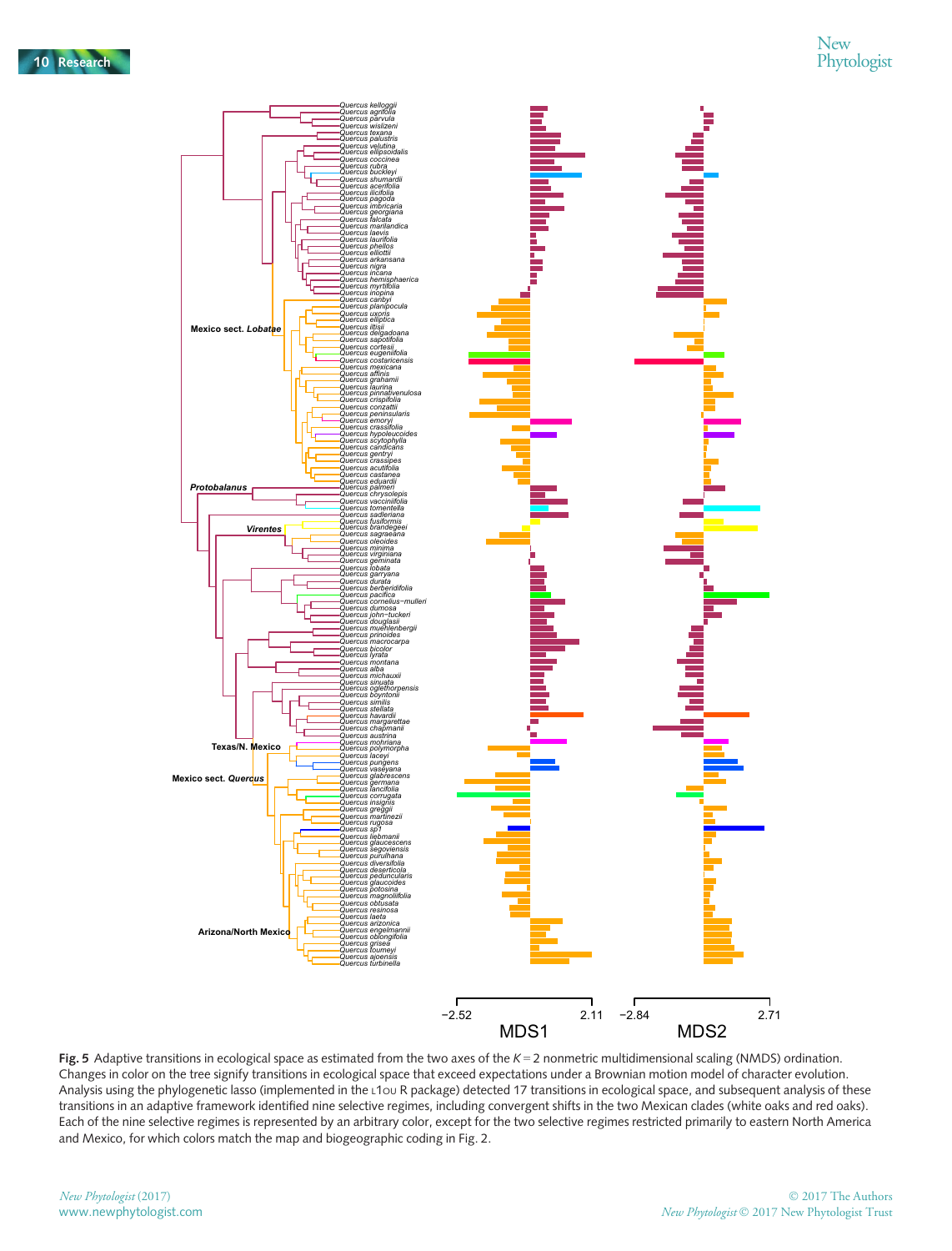**Fig. 5** Adaptive transitions in ecological space as estimated from the two axes of the $K = 2$ nonmetric multidimensional scaling (NMDS) ordination. Changes in color on the tree signify transitions in ecological space that exceed expectations under a Brownian motion model of character evolution. Analysis using the phylogenetic lasso (implemented in the L1OU R package) detected 17 transitions in ecological space, and subsequent analysis of these transitions in an adaptive framework identified nine selective regimes, including convergent shifts in the two Mexican clades (white oaks and red oaks). Each of the nine selective regimes is represented by an arbitrary color, except for the two selective regimes restricted primarily to eastern North America and Mexico, for which colors match the map and biogeographic coding in Fig. 2.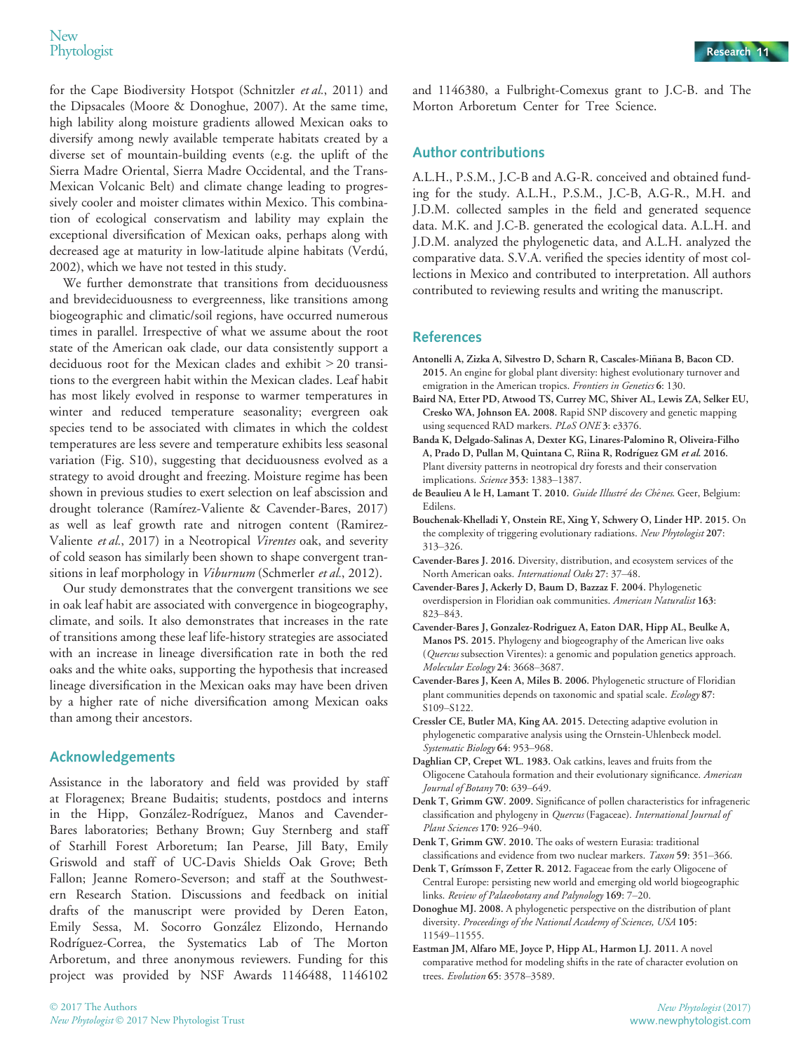for the Cape Biodiversity Hotspot (Schnitzler *et al.*, 2011) and the Dipsacales (Moore & Donoghue, 2007). At the same time, high lability along moisture gradients allowed Mexican oaks to diversify among newly available temperate habitats created by a diverse set of mountain-building events (e.g. the uplift of the Sierra Madre Oriental, Sierra Madre Occidental, and the Trans-Mexican Volcanic Belt) and climate change leading to progressively cooler and moister climates within Mexico. This combination of ecological conservatism and lability may explain the exceptional diversification of Mexican oaks, perhaps along with decreased age at maturity in low-latitude alpine habitats (Verdú, 2002), which we have not tested in this study.

We further demonstrate that transitions from deciduousness and brevideciduousness to evergreenness, like transitions among biogeographic and climatic/soil regions, have occurred numerous times in parallel. Irrespective of what we assume about the root state of the American oak clade, our data consistently support a deciduous root for the Mexican clades and exhibit > 20 transitions to the evergreen habit within the Mexican clades. Leaf habit has most likely evolved in response to warmer temperatures in winter and reduced temperature seasonality; evergreen oak species tend to be associated with climates in which the coldest temperatures are less severe and temperature exhibits less seasonal variation (Fig. S10), suggesting that deciduousness evolved as a strategy to avoid drought and freezing. Moisture regime has been shown in previous studies to exert selection on leaf abscission and drought tolerance (Ramírez-Valiente & Cavender-Bares, 2017) as well as leaf growth rate and nitrogen content (Ramirez-Valiente *et al.*, 2017) in a Neotropical *Virentes* oak, and severity of cold season has similarly been shown to shape convergent transitions in leaf morphology in *Viburnum* (Schmerler *et al.*, 2012).

Our study demonstrates that the convergent transitions we see in oak leaf habit are associated with convergence in biogeography, climate, and soils. It also demonstrates that increases in the rate of transitions among these leaf life-history strategies are associated with an increase in lineage diversification rate in both the red oaks and the white oaks, supporting the hypothesis that increased lineage diversification in the Mexican oaks may have been driven by a higher rate of niche diversification among Mexican oaks than among their ancestors.

## Acknowledgements

Assistance in the laboratory and field was provided by staff at Floragenex; Breane Budaitis; students, postdocs and interns in the Hipp, González-Rodríguez, Manos and Cavender-Bares laboratories; Bethany Brown; Guy Sternberg and staff of Starhill Forest Arboretum; Ian Pearse, Jill Baty, Emily Griswold and staff of UC-Davis Shields Oak Grove; Beth Fallon; Jeanne Romero-Severson; and staff at the Southwestern Research Station. Discussions and feedback on initial drafts of the manuscript were provided by Deren Eaton, Emily Sessa, M. Socorro González Elizondo, Hernando Rodríguez-Correa, the Systematics Lab of The Morton Arboretum, and three anonymous reviewers. Funding for this project was provided by NSF Awards 1146488, 1146102 and 1146380, a Fulbright-Comexus grant to J.C-B. and The Morton Arboretum Center for Tree Science.

## Author contributions

A.L.H., P.S.M., J.C-B and A.G-R. conceived and obtained funding for the study. A.L.H., P.S.M., J.C-B, A.G-R., M.H. and J.D.M. collected samples in the field and generated sequence data. M.K. and J.C-B. generated the ecological data. A.L.H. and J.D.M. analyzed the phylogenetic data, and A.L.H. analyzed the comparative data. S.V.A. verified the species identity of most collections in Mexico and contributed to interpretation. All authors contributed to reviewing results and writing the manuscript.

## References

**Antonelli A, Zizka A, Silvestro D, Scharn R, Cascales-Miñana B, Bacon CD. 2015.** An engine for global plant diversity: highest evolutionary turnover and emigration in the American tropics. *Frontiers in Genetics* **6**: 130.

**Baird NA, Etter PD, Atwood TS, Currey MC, Shiver AL, Lewis ZA, Selker EU, Cresko WA, Johnson EA. 2008.** Rapid SNP discovery and genetic mapping using sequenced RAD markers. *PLoS ONE* **3**: e3376.

**Banda K, Delgado-Salinas A, Dexter KG, Linares-Palomino R, Oliveira-Filho A, Prado D, Pullan M, Quintana C, Riina R, Rodríguez GM *et al.* 2016.** Plant diversity patterns in neotropical dry forests and their conservation implications. *Science* **353**: 1383–1387.

**de Beaulieu A le H, Lamant T. 2010.** *Guide Illustré des Chênes*. Geer, Belgium: Edilens.

**Bouchenak-Khelladi Y, Onstein RE, Xing Y, Schwery O, Linder HP. 2015.** On the complexity of triggering evolutionary radiations. *New Phytologist* **207**: 313–326.

**Cavender-Bares J. 2016.** Diversity, distribution, and ecosystem services of the North American oaks. *International Oaks* **27**: 37–48.

**Cavender-Bares J, Ackerly D, Baum D, Bazzaz F. 2004.** Phylogenetic overdispersion in Floridian oak communities. *American Naturalist* **163**: 823–843.

**Cavender-Bares J, Gonzalez-Rodriguez A, Eaton DAR, Hipp AL, Beulke A, Manos PS. 2015.** Phylogeny and biogeography of the American live oaks (*Quercus* subsection Virentes): a genomic and population genetics approach. *Molecular Ecology* **24**: 3668–3687.

**Cavender-Bares J, Keen A, Miles B. 2006.** Phylogenetic structure of Floridian plant communities depends on taxonomic and spatial scale. *Ecology* **87**: S109–S122.

**Cressler CE, Butler MA, King AA. 2015.** Detecting adaptive evolution in phylogenetic comparative analysis using the Ornstein-Uhlenbeck model. *Systematic Biology* **64**: 953–968.

**Daghlian CP, Crepet WL. 1983.** Oak catkins, leaves and fruits from the Oligocene Catahoula formation and their evolutionary significance. *American Journal of Botany* **70**: 639–649.

**Denk T, Grimm GW. 2009.** Significance of pollen characteristics for infrageneric classification and phylogeny in *Quercus* (Fagaceae). *International Journal of Plant Sciences* **170**: 926–940.

**Denk T, Grimm GW. 2010.** The oaks of western Eurasia: traditional classifications and evidence from two nuclear markers. *Taxon* **59**: 351–366.

**Denk T, Grímsson F, Zetter R. 2012.** Fagaceae from the early Oligocene of Central Europe: persisting new world and emerging old world biogeographic links. *Review of Palaeobotany and Palynology* **169**: 7–20.

**Donoghue MJ. 2008.** A phylogenetic perspective on the distribution of plant diversity. *Proceedings of the National Academy of Sciences, USA* **105**: 11549–11555.

**Eastman JM, Alfaro ME, Joyce P, Hipp AL, Harmon LJ. 2011.** A novel comparative method for modeling shifts in the rate of character evolution on trees. *Evolution* **65**: 3578–3589.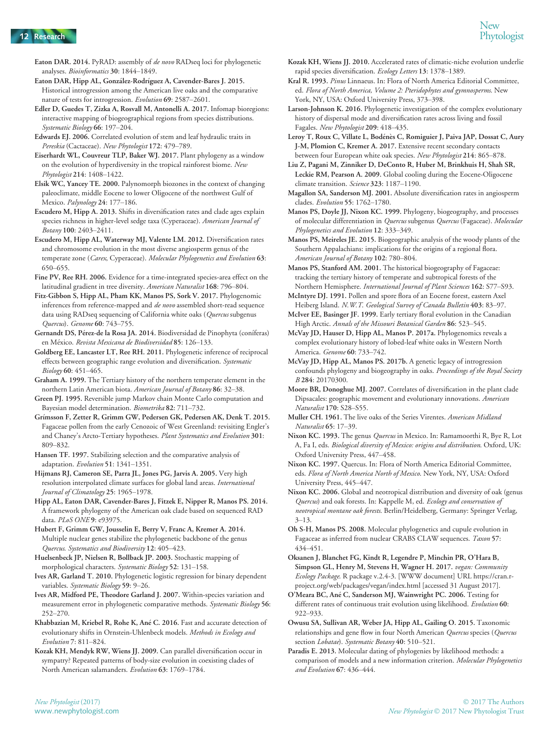**Eaton DAR. 2014.** PyRAD: assembly of *de novo* RADseq loci for phylogenetic analyses. *Bioinformatics* **30**: 1844–1849.

**Eaton DAR, Hipp AL, González-Rodríguez A, Cavender-Bares J. 2015.** Historical introgression among the American live oaks and the comparative nature of tests for introgression. *Evolution* **69**: 2587–2601.

**Edler D, Guedes T, Zizka A, Rosvall M, Antonelli A. 2017.** Infomap bioregions: interactive mapping of biogeographical regions from species distributions. *Systematic Biology* **66**: 197–204.

**Edwards EJ. 2006.** Correlated evolution of stem and leaf hydraulic traits in *Pereskia* (Cactaceae). *New Phytologist* **172**: 479–789.

**Eiserhardt WL, Couvreur TLP, Baker WJ. 2017.** Plant phylogeny as a window on the evolution of hyperdiversity in the tropical rainforest biome. *New Phytologist* **214**: 1408–1422.

**Elsik WC, Yancey TE. 2000.** Palynomorph biozones in the context of changing paleoclimate, middle Eocene to lower Oligocene of the northwest Gulf of Mexico. *Palynology* **24**: 177–186.

**Escudero M, Hipp A. 2013.** Shifts in diversification rates and clade ages explain species richness in higher-level sedge taxa (Cyperaceae). *American Journal of Botany* **100**: 2403–2411.

**Escudero M, Hipp AL, Waterway MJ, Valente LM. 2012.** Diversification rates and chromosome evolution in the most diverse angiosperm genus of the temperate zone (*Carex*, Cyperaceae). *Molecular Phylogenetics and Evolution* **63**: 650–655.

**Fine PV, Ree RH. 2006.** Evidence for a time-integrated species-area effect on the latitudinal gradient in tree diversity. *American Naturalist* **168**: 796–804.

**Fitz-Gibbon S, Hipp AL, Pham KK, Manos PS, Sork V. 2017.** Phylogenomic inferences from reference-mapped and *de novo* assembled short-read sequence data using RADseq sequencing of California white oaks (*Quercus* subgenus *Quercus*). *Genome* **60**: 743–755.

**Gernandt DS, Pérez-de la Rosa JA. 2014.** Biodiversidad de Pinophyta (coníferas) en México. *Revista Mexicana de Biodiversidad* **85**: 126–133.

**Goldberg EE, Lancaster LT, Ree RH. 2011.** Phylogenetic inference of reciprocal effects between geographic range evolution and diversification. *Systematic Biology* **60**: 451–465.

**Graham A. 1999.** The Tertiary history of the northern temperate element in the northern Latin American biota. *American Journal of Botany* **86**: 32–38.

**Green PJ. 1995.** Reversible jump Markov chain Monte Carlo computation and Bayesian model determination. *Biometrika* **82**: 711–732.

**Grímsson F, Zetter R, Grimm GW, Pedersen GK, Pedersen AK, Denk T. 2015.** Fagaceae pollen from the early Cenozoic of West Greenland: revisiting Engler's and Chaney's Arcto-Tertiary hypotheses. *Plant Systematics and Evolution* **301**: 809–832.

**Hansen TF. 1997.** Stabilizing selection and the comparative analysis of adaptation. *Evolution* **51**: 1341–1351.

**Hijmans RJ, Cameron SE, Parra JL, Jones PG, Jarvis A. 2005.** Very high resolution interpolated climate surfaces for global land areas. *International Journal of Climatology* **25**: 1965–1978.

**Hipp AL, Eaton DAR, Cavender-Bares J, Fitzek E, Nipper R, Manos PS. 2014.** A framework phylogeny of the American oak clade based on sequenced RAD data. *PLoS ONE* **9**: e93975.

**Hubert F, Grimm GW, Jousselin E, Berry V, Franc A, Kremer A. 2014.** Multiple nuclear genes stabilize the phylogenetic backbone of the genus *Quercus*. *Systematics and Biodiversity* **12**: 405–423.

**Huelsenbeck JP, Nielsen R, Bollback JP. 2003.** Stochastic mapping of morphological characters. *Systematic Biology* **52**: 131–158.

**Ives AR, Garland T. 2010.** Phylogenetic logistic regression for binary dependent variables. *Systematic Biology* **59**: 9–26.

**Ives AR, Midford PE, Theodore Garland J. 2007.** Within-species variation and measurement error in phylogenetic comparative methods. *Systematic Biology* **56**: 252–270.

**Khabbazian M, Kriebel R, Rohe K, Ané C. 2016.** Fast and accurate detection of evolutionary shifts in Ornstein-Uhlenbeck models. *Methods in Ecology and Evolution* **7**: 811–824.

**Kozak KH, Mendyk RW, Wiens JJ. 2009.** Can parallel diversification occur in sympatry? Repeated patterns of body-size evolution in coexisting clades of North American salamanders. *Evolution* **63**: 1769–1784.

**Kozak KH, Wiens JJ. 2010.** Accelerated rates of climatic-niche evolution underlie rapid species diversification. *Ecology Letters* **13**: 1378–1389.

**Kral R. 1993.** *Pinus* Linnaeus. In: Flora of North America Editorial Committee, ed. *Flora of North America, Volume 2: Pteridophytes and gymnosperms*. New York, NY, USA: Oxford University Press, 373–398.

**Larson-Johnson K. 2016.** Phylogenetic investigation of the complex evolutionary history of dispersal mode and diversification rates across living and fossil Fagales. *New Phytologist* **209**: 418–435.

**Leroy T, Roux C, Villate L, Bodénès C, Romiguier J, Paiva JAP, Dossat C, Aury J-M, Plomion C, Kremer A. 2017.** Extensive recent secondary contacts between four European white oak species. *New Phytologist* **214**: 865–878.

**Liu Z, Pagani M, Zinniker D, DeConto R, Huber M, Brinkhuis H, Shah SR, Leckie RM, Pearson A. 2009.** Global cooling during the Eocene-Oligocene climate transition. *Science* **323**: 1187–1190.

**Magallon SA, Sanderson MJ. 2001.** Absolute diversification rates in angiosperm clades. *Evolution* **55**: 1762–1780.

**Manos PS, Doyle JJ, Nixon KC. 1999.** Phylogeny, biogeography, and processes of molecular differentiation in *Quercus* subgenus *Quercus* (Fagaceae). *Molecular Phylogenetics and Evolution* **12**: 333–349.

**Manos PS, Meireles JE. 2015.** Biogeographic analysis of the woody plants of the Southern Appalachians: implications for the origins of a regional flora. *American Journal of Botany* **102**: 780–804.

**Manos PS, Stanford AM. 2001.** The historical biogeography of Fagaceae: tracking the tertiary history of temperate and subtropical forests of the Northern Hemisphere. *International Journal of Plant Sciences* **162**: S77–S93.

**McIntyre DJ. 1991.** Pollen and spore flora of an Eocene forest, eastern Axel Heiberg Island. *N.W.T. Geological Survey of Canada Bulletin* **403**: 83–97.

**McIver EE, Basinger JF. 1999.** Early tertiary floral evolution in the Canadian High Arctic. *Annals of the Missouri Botanical Garden* **86**: 523–545.

**McVay JD, Hauser D, Hipp AL, Manos P. 2017a.** Phylogenomics reveals a complex evolutionary history of lobed-leaf white oaks in Western North America. *Genome* **60**: 733–742.

**McVay JD, Hipp AL, Manos PS. 2017b.** A genetic legacy of introgression confounds phylogeny and biogeography in oaks. *Proceedings of the Royal Society B* **284**: 20170300.

**Moore BR, Donoghue MJ. 2007.** Correlates of diversification in the plant clade Dipsacales: geographic movement and evolutionary innovations. *American Naturalist* **170**: S28–S55.

**Muller CH. 1961.** The live oaks of the Series Virentes. *American Midland Naturalist* **65**: 17–39.

**Nixon KC. 1993.** The genus *Quercus* in Mexico. In: Ramamoorthi R, Bye R, Lot A, Fa I, eds. *Biological diversity of Mexico: origins and distribution*. Oxford, UK: Oxford University Press, 447–458.

**Nixon KC. 1997.** Quercus. In: Flora of North America Editorial Committee, eds. *Flora of North America North of Mexico*. New York, NY, USA: Oxford University Press, 445–447.

**Nixon KC. 2006.** Global and neotropical distribution and diversity of oak (genus *Quercus*) and oak forests. In: Kappelle M, ed. *Ecology and conservation of neotropical montane oak forests*. Berlin/Heidelberg, Germany: Springer Verlag, 3–13.

**Oh S-H, Manos PS. 2008.** Molecular phylogenetics and cupule evolution in Fagaceae as inferred from nuclear CRABS CLAW sequences. *Taxon* **57**: 434–451.

**Oksanen J, Blanchet FG, Kindt R, Legendre P, Minchin PR, O'Hara B, Simpson GL, Henry M, Stevens H, Wagner H. 2017.** *vegan: Community Ecology Package*. R package v.2.4-3. [WWW document] URL https://cran.r-project.org/web/packages/vegan/index.html [accessed 31 August 2017].

**O'Meara BC, Ané C, Sanderson MJ, Wainwright PC. 2006.** Testing for different rates of continuous trait evolution using likelihood. *Evolution* **60**: 922–933.

**Owusu SA, Sullivan AR, Weber JA, Hipp AL, Gailing O. 2015.** Taxonomic relationships and gene flow in four North American *Quercus* species (*Quercus* section *Lobatae*). *Systematic Botany* **40**: 510–521.

**Paradis E. 2013.** Molecular dating of phylogenies by likelihood methods: a comparison of models and a new information criterion. *Molecular Phylogenetics and Evolution* **67**: 436–444.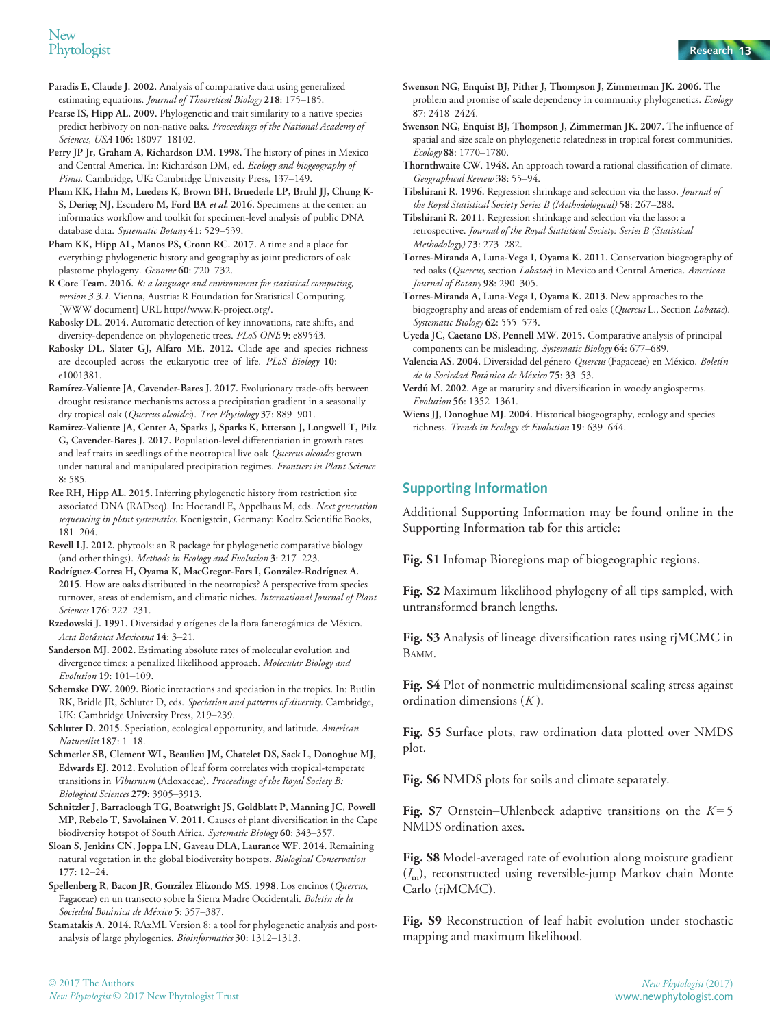Paradis E, Claude J. 2002. Analysis of comparative data using generalized estimating equations. *Journal of Theoretical Biology* 218: 175–185.

Pearse IS, Hipp AL. 2009. Phylogenetic and trait similarity to a native species predict herbivory on non-native oaks. *Proceedings of the National Academy of Sciences, USA* 106: 18097–18102.

Perry JP Jr, Graham A, Richardson DM. 1998. The history of pines in Mexico and Central America. In: Richardson DM, ed. *Ecology and biogeography of Pinus*. Cambridge, UK: Cambridge University Press, 137–149.

Pham KK, Hahn M, Lueders K, Brown BH, Bruederle LP, Bruhl JJ, Chung K-S, Derieg NJ, Escudero M, Ford BA *et al.* 2016. Specimens at the center: an informatics workflow and toolkit for specimen-level analysis of public DNA database data. *Systematic Botany* 41: 529–539.

Pham KK, Hipp AL, Manos PS, Cronn RC. 2017. A time and a place for everything: phylogenetic history and geography as joint predictors of oak plastome phylogeny. *Genome* 60: 720–732.

R Core Team. 2016. *R: a language and environment for statistical computing, version 3.3.1*. Vienna, Austria: R Foundation for Statistical Computing. [WWW document] URL http://www.R-project.org/.

Rabosky DL. 2014. Automatic detection of key innovations, rate shifts, and diversity-dependence on phylogenetic trees. *PLoS ONE* 9: e89543.

Rabosky DL, Slater GJ, Alfaro ME. 2012. Clade age and species richness are decoupled across the eukaryotic tree of life. *PLoS Biology* 10: e1001381.

Ramírez-Valiente JA, Cavender-Bares J. 2017. Evolutionary trade-offs between drought resistance mechanisms across a precipitation gradient in a seasonally dry tropical oak (*Quercus oleoides*). *Tree Physiology* 37: 889–901.

Ramirez-Valiente JA, Center A, Sparks J, Sparks K, Etterson J, Longwell T, Pilz G, Cavender-Bares J. 2017. Population-level differentiation in growth rates and leaf traits in seedlings of the neotropical live oak *Quercus oleoides* grown under natural and manipulated precipitation regimes. *Frontiers in Plant Science* 8: 585.

Ree RH, Hipp AL. 2015. Inferring phylogenetic history from restriction site associated DNA (RADseq). In: Hoerandl E, Appelhaus M, eds. *Next generation sequencing in plant systematics*. Koenigstein, Germany: Koeltz Scientific Books, 181–204.

Revell LJ. 2012. phytools: an R package for phylogenetic comparative biology (and other things). *Methods in Ecology and Evolution* 3: 217–223.

Rodríguez-Correa H, Oyama K, MacGregor-Fors I, González-Rodríguez A. 2015. How are oaks distributed in the neotropics? A perspective from species turnover, areas of endemism, and climatic niches. *International Journal of Plant Sciences* 176: 222–231.

Rzedowski J. 1991. Diversidad y orígenes de la flora fanerogámica de México. *Acta Botánica Mexicana* 14: 3–21.

Sanderson MJ. 2002. Estimating absolute rates of molecular evolution and divergence times: a penalized likelihood approach. *Molecular Biology and Evolution* 19: 101–109.

Schemske DW. 2009. Biotic interactions and speciation in the tropics. In: Butlin RK, Bridle JR, Schluter D, eds. *Speciation and patterns of diversity*. Cambridge, UK: Cambridge University Press, 219–239.

Schluter D. 2015. Speciation, ecological opportunity, and latitude. *American Naturalist* 187: 1–18.

Schmerler SB, Clement WL, Beaulieu JM, Chatelet DS, Sack L, Donoghue MJ, Edwards EJ. 2012. Evolution of leaf form correlates with tropical-temperate transitions in *Viburnum* (Adoxaceae). *Proceedings of the Royal Society B: Biological Sciences* 279: 3905–3913.

Schnitzler J, Barraclough TG, Boatwright JS, Goldblatt P, Manning JC, Powell MP, Rebelo T, Savolainen V. 2011. Causes of plant diversification in the Cape biodiversity hotspot of South Africa. *Systematic Biology* 60: 343–357.

Sloan S, Jenkins CN, Joppa LN, Gaveau DLA, Laurance WF. 2014. Remaining natural vegetation in the global biodiversity hotspots. *Biological Conservation* 177: 12–24.

Spellenberg R, Bacon JR, González Elizondo MS. 1998. Los encinos (*Quercus*, Fagaceae) en un transecto sobre la Sierra Madre Occidentali. *Boletín de la Sociedad Botánica de México* 5: 357–387.

Stamatakis A. 2014. RAxML Version 8: a tool for phylogenetic analysis and post-analysis of large phylogenies. *Bioinformatics* 30: 1312–1313.

Swenson NG, Enquist BJ, Pither J, Thompson J, Zimmerman JK. 2006. The problem and promise of scale dependency in community phylogenetics. *Ecology* 87: 2418–2424.

Swenson NG, Enquist BJ, Thompson J, Zimmerman JK. 2007. The influence of spatial and size scale on phylogenetic relatedness in tropical forest communities. *Ecology* 88: 1770–1780.

Thornthwaite CW. 1948. An approach toward a rational classification of climate. *Geographical Review* 38: 55–94.

Tibshirani R. 1996. Regression shrinkage and selection via the lasso. *Journal of the Royal Statistical Society Series B (Methodological)* 58: 267–288.

Tibshirani R. 2011. Regression shrinkage and selection via the lasso: a retrospective. *Journal of the Royal Statistical Society: Series B (Statistical Methodology)* 73: 273–282.

Torres-Miranda A, Luna-Vega I, Oyama K. 2011. Conservation biogeography of red oaks (*Quercus*, section *Lobatae*) in Mexico and Central America. *American Journal of Botany* 98: 290–305.

Torres-Miranda A, Luna-Vega I, Oyama K. 2013. New approaches to the biogeography and areas of endemism of red oaks (*Quercus* L., Section *Lobatae*). *Systematic Biology* 62: 555–573.

Uyeda JC, Caetano DS, Pennell MW. 2015. Comparative analysis of principal components can be misleading. *Systematic Biology* 64: 677–689.

Valencia AS. 2004. Diversidad del género *Quercus* (Fagaceae) en México. *Boletín de la Sociedad Botánica de México* 75: 33–53.

Verdú M. 2002. Age at maturity and diversification in woody angiosperms. *Evolution* 56: 1352–1361.

Wiens JJ, Donoghue MJ. 2004. Historical biogeography, ecology and species richness. *Trends in Ecology & Evolution* 19: 639–644.

## Supporting Information

Additional Supporting Information may be found online in the Supporting Information tab for this article:

**Fig. S1** Infomap Bioregions map of biogeographic regions.

**Fig. S2** Maximum likelihood phylogeny of all tips sampled, with untransformed branch lengths.

**Fig. S3** Analysis of lineage diversification rates using rjMCMC in BAMM.

**Fig. S4** Plot of nonmetric multidimensional scaling stress against ordination dimensions ($K$).

**Fig. S5** Surface plots, raw ordination data plotted over NMDS plot.

**Fig. S6** NMDS plots for soils and climate separately.

**Fig. S7** Ornstein–Uhlenbeck adaptive transitions on the $K=5$ NMDS ordination axes.

**Fig. S8** Model-averaged rate of evolution along moisture gradient ($I_m$), reconstructed using reversible-jump Markov chain Monte Carlo (rjMCMC).

**Fig. S9** Reconstruction of leaf habit evolution under stochastic mapping and maximum likelihood.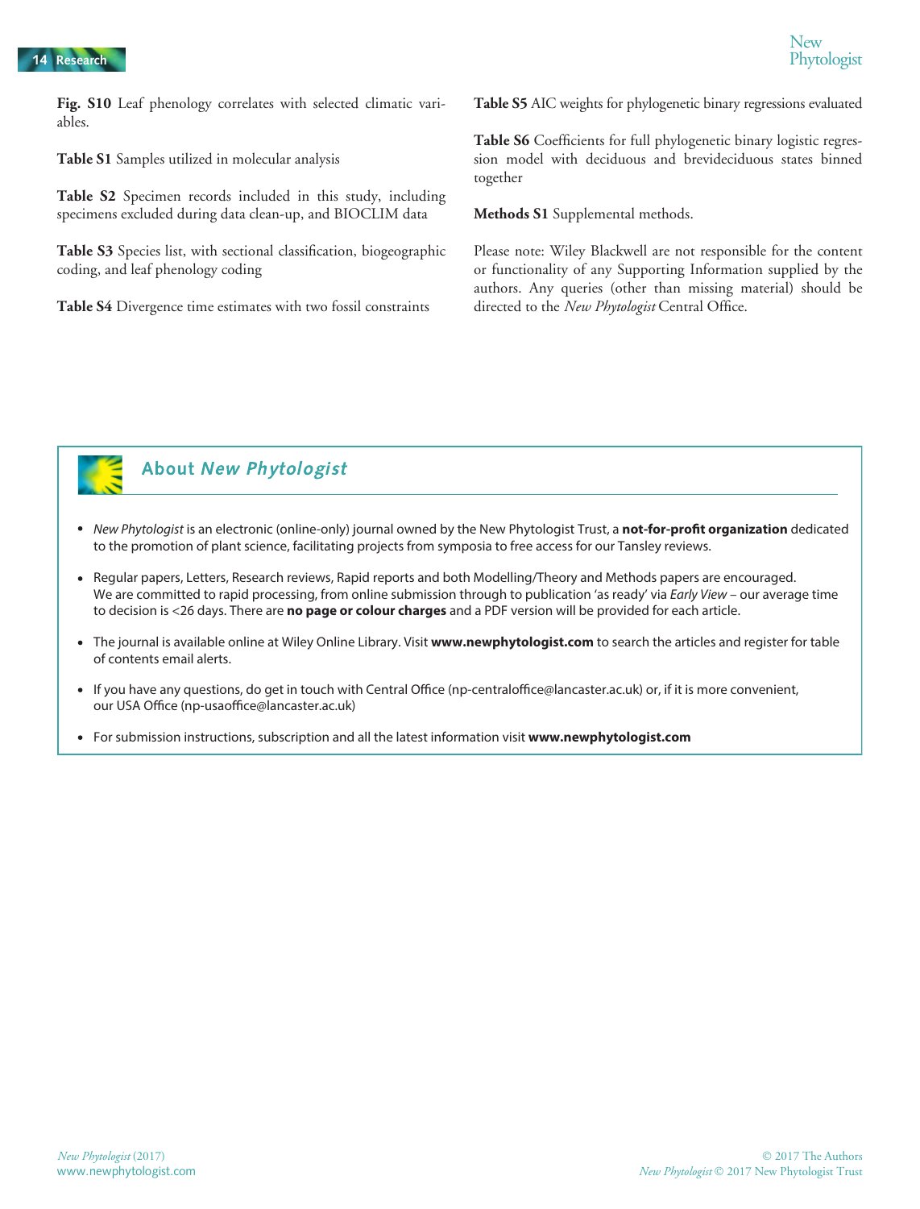**Fig. S10** Leaf phenology correlates with selected climatic variables.

**Table S1** Samples utilized in molecular analysis

**Table S2** Specimen records included in this study, including specimens excluded during data clean-up, and BIOCLIM data

**Table S3** Species list, with sectional classification, biogeographic coding, and leaf phenology coding

**Table S4** Divergence time estimates with two fossil constraints

**Table S5** AIC weights for phylogenetic binary regressions evaluated

**Table S6** Coefficients for full phylogenetic binary logistic regression model with deciduous and brevideciduous states binned together

**Methods S1** Supplemental methods.

Please note: Wiley Blackwell are not responsible for the content or functionality of any Supporting Information supplied by the authors. Any queries (other than missing material) should be directed to the *New Phytologist* Central Office.

## About *New Phytologist*

- *New Phytologist* is an electronic (online-only) journal owned by the New Phytologist Trust, a **not-for-profit organization** dedicated to the promotion of plant science, facilitating projects from symposia to free access for our Tansley reviews.
- Regular papers, Letters, Research reviews, Rapid reports and both Modelling/Theory and Methods papers are encouraged. We are committed to rapid processing, from online submission through to publication 'as ready' via *Early View* – our average time to decision is <26 days. There are **no page or colour charges** and a PDF version will be provided for each article.
- The journal is available online at Wiley Online Library. Visit **www.newphytologist.com** to search the articles and register for table of contents email alerts.
- If you have any questions, do get in touch with Central Office (np-centraloffice@lancaster.ac.uk) or, if it is more convenient, our USA Office (np-usaoffice@lancaster.ac.uk)
- For submission instructions, subscription and all the latest information visit **www.newphytologist.com**